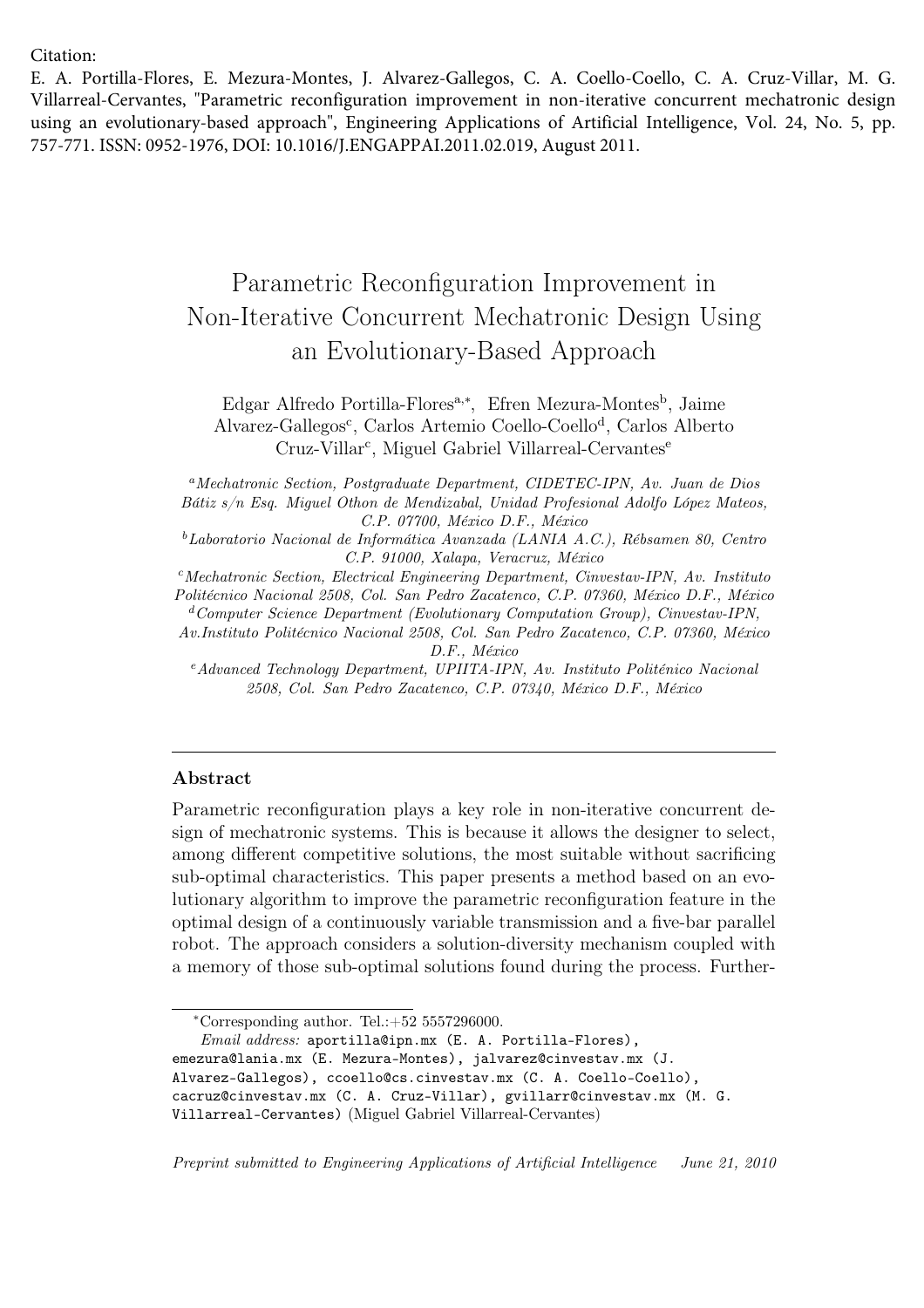Citation:

E. A. Portilla-Flores, E. Mezura-Montes, J. Alvarez-Gallegos, C. A. Coello-Coello, C. A. Cruz-Villar, M. G. Villarreal-Cervantes, "Parametric reconfiguration improvement in non-iterative concurrent mechatronic design using an evolutionary-based approach", Engineering Applications of Artificial Intelligence, Vol. 24, No. 5, pp. 757-771. ISSN: 0952-1976, DOI: 10.1016/J.ENGAPPAI.2011.02.019, August 2011.

# Parametric Reconfiguration Improvement in Non-Iterative Concurrent Mechatronic Design Using an Evolutionary-Based Approach

Edgar Alfredo Portilla-Flores[a,*], Efren Mezura-Montes[b], Jaime Alvarez-Gallegos[c], Carlos Artemio Coello-Coello[d], Carlos Alberto Cruz-Villar[c], Miguel Gabriel Villarreal-Cervantes[e]

[a] *Mechatronic Section, Postgraduate Department, CIDETEC-IPN, Av. Juan de Dios Bátiz s/n Esq. Miguel Othon de Mendizabal, Unidad Profesional Adolfo López Mateos, C.P. 07700, México D.F., México*

[b] *Laboratorio Nacional de Informática Avanzada (LANIA A.C.), Rébsamen 80, Centro C.P. 91000, Xalapa, Veracruz, México*

[c] *Mechatronic Section, Electrical Engineering Department, Cinvestav-IPN, Av. Instituto Politécnico Nacional 2508, Col. San Pedro Zacatenco, C.P. 07360, México D.F., México*

[d] *Computer Science Department (Evolutionary Computation Group), Cinvestav-IPN, Av.Instituto Politécnico Nacional 2508, Col. San Pedro Zacatenco, C.P. 07360, México D.F., México*

[e] *Advanced Technology Department, UPIITA-IPN, Av. Instituto Politénico Nacional 2508, Col. San Pedro Zacatenco, C.P. 07340, México D.F., México*

## Abstract

Parametric reconfiguration plays a key role in non-iterative concurrent design of mechatronic systems. This is because it allows the designer to select, among different competitive solutions, the most suitable without sacrificing sub-optimal characteristics. This paper presents a method based on an evolutionary algorithm to improve the parametric reconfiguration feature in the optimal design of a continuously variable transmission and a five-bar parallel robot. The approach considers a solution-diversity mechanism coupled with a memory of those sub-optimal solutions found during the process. Further-

*Corresponding author. Tel.:+52 5557296000.

*Email address:* aportilla@ipn.mx (E. A. Portilla-Flores), emezura@lania.mx (E. Mezura-Montes), jalvarez@cinvestav.mx (J. Alvarez-Gallegos), ccoello@cs.cinvestav.mx (C. A. Coello-Coello), cacruz@cinvestav.mx (C. A. Cruz-Villar), gvillarr@cinvestav.mx (M. G. Villarreal-Cervantes) (Miguel Gabriel Villarreal-Cervantes)

*Preprint submitted to Engineering Applications of Artificial Intelligence June 21, 2010*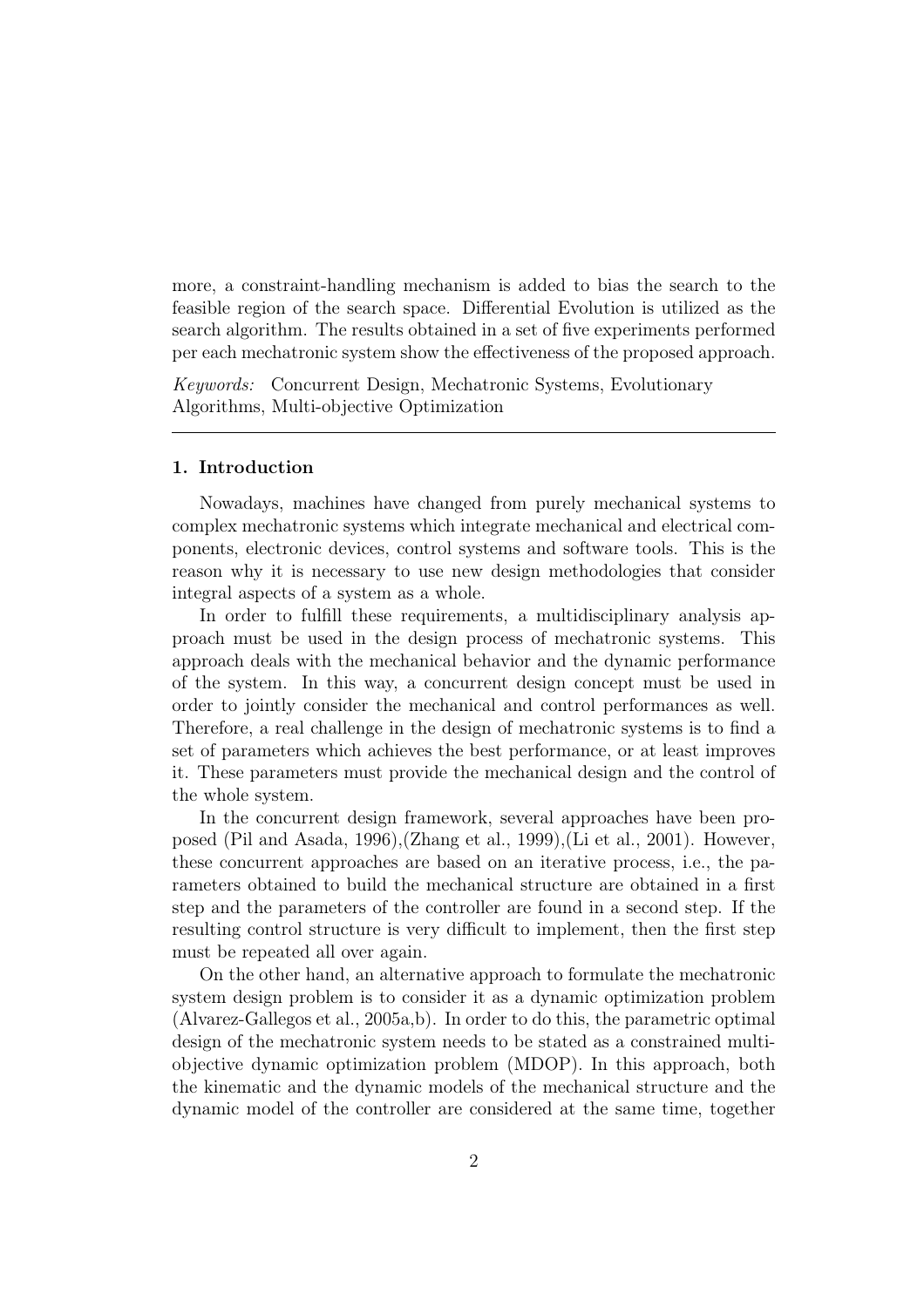more, a constraint-handling mechanism is added to bias the search to the feasible region of the search space. Differential Evolution is utilized as the search algorithm. The results obtained in a set of five experiments performed per each mechatronic system show the effectiveness of the proposed approach.

*Keywords:* Concurrent Design, Mechatronic Systems, Evolutionary Algorithms, Multi-objective Optimization

---

## 1. Introduction

Nowadays, machines have changed from purely mechanical systems to complex mechatronic systems which integrate mechanical and electrical components, electronic devices, control systems and software tools. This is the reason why it is necessary to use new design methodologies that consider integral aspects of a system as a whole.

In order to fulfill these requirements, a multidisciplinary analysis approach must be used in the design process of mechatronic systems. This approach deals with the mechanical behavior and the dynamic performance of the system. In this way, a concurrent design concept must be used in order to jointly consider the mechanical and control performances as well. Therefore, a real challenge in the design of mechatronic systems is to find a set of parameters which achieves the best performance, or at least improves it. These parameters must provide the mechanical design and the control of the whole system.

In the concurrent design framework, several approaches have been proposed (Pil and Asada, 1996),(Zhang et al., 1999),(Li et al., 2001). However, these concurrent approaches are based on an iterative process, i.e., the parameters obtained to build the mechanical structure are obtained in a first step and the parameters of the controller are found in a second step. If the resulting control structure is very difficult to implement, then the first step must be repeated all over again.

On the other hand, an alternative approach to formulate the mechatronic system design problem is to consider it as a dynamic optimization problem (Alvarez-Gallegos et al., 2005a,b). In order to do this, the parametric optimal design of the mechatronic system needs to be stated as a constrained multi-objective dynamic optimization problem (MDOP). In this approach, both the kinematic and the dynamic models of the mechanical structure and the dynamic model of the controller are considered at the same time, together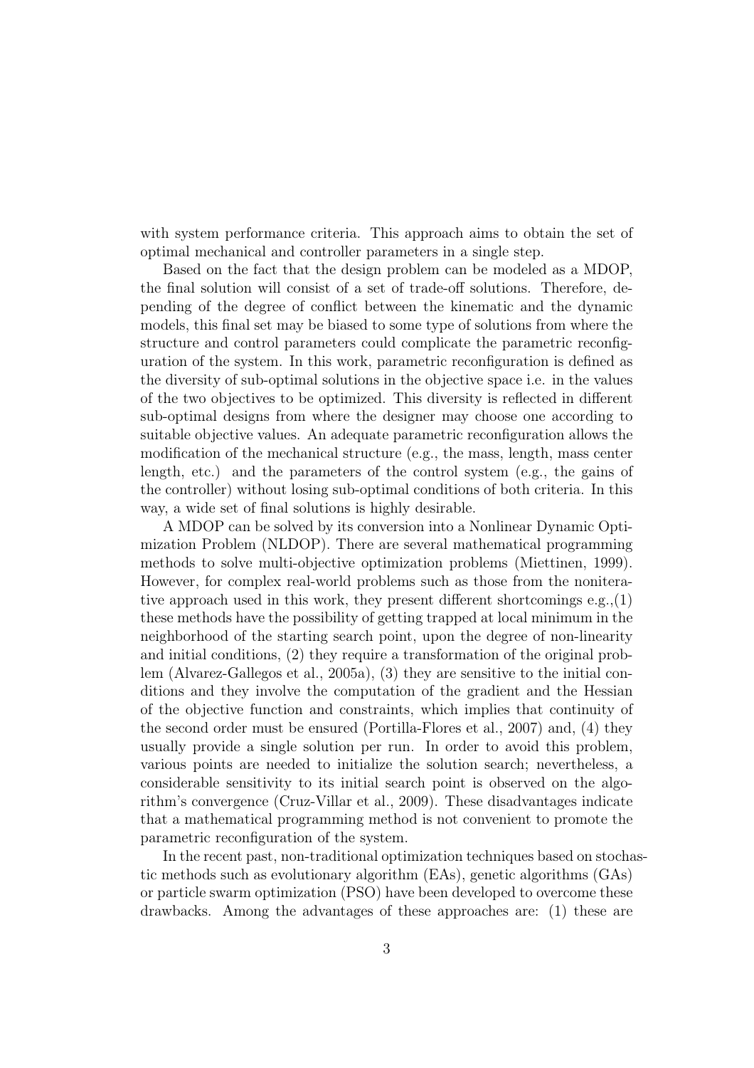with system performance criteria. This approach aims to obtain the set of optimal mechanical and controller parameters in a single step.

Based on the fact that the design problem can be modeled as a MDOP, the final solution will consist of a set of trade-off solutions. Therefore, depending of the degree of conflict between the kinematic and the dynamic models, this final set may be biased to some type of solutions from where the structure and control parameters could complicate the parametric reconfiguration of the system. In this work, parametric reconfiguration is defined as the diversity of sub-optimal solutions in the objective space i.e. in the values of the two objectives to be optimized. This diversity is reflected in different sub-optimal designs from where the designer may choose one according to suitable objective values. An adequate parametric reconfiguration allows the modification of the mechanical structure (e.g., the mass, length, mass center length, etc.) and the parameters of the control system (e.g., the gains of the controller) without losing sub-optimal conditions of both criteria. In this way, a wide set of final solutions is highly desirable.

A MDOP can be solved by its conversion into a Nonlinear Dynamic Optimization Problem (NLDOP). There are several mathematical programming methods to solve multi-objective optimization problems (Miettinen, 1999). However, for complex real-world problems such as those from the noniterative approach used in this work, they present different shortcomings e.g.,(1) these methods have the possibility of getting trapped at local minimum in the neighborhood of the starting search point, upon the degree of non-linearity and initial conditions, (2) they require a transformation of the original problem (Alvarez-Gallegos et al., 2005a), (3) they are sensitive to the initial conditions and they involve the computation of the gradient and the Hessian of the objective function and constraints, which implies that continuity of the second order must be ensured (Portilla-Flores et al., 2007) and, (4) they usually provide a single solution per run. In order to avoid this problem, various points are needed to initialize the solution search; nevertheless, a considerable sensitivity to its initial search point is observed on the algorithm's convergence (Cruz-Villar et al., 2009). These disadvantages indicate that a mathematical programming method is not convenient to promote the parametric reconfiguration of the system.

In the recent past, non-traditional optimization techniques based on stochastic methods such as evolutionary algorithm (EAs), genetic algorithms (GAs) or particle swarm optimization (PSO) have been developed to overcome these drawbacks. Among the advantages of these approaches are: (1) these are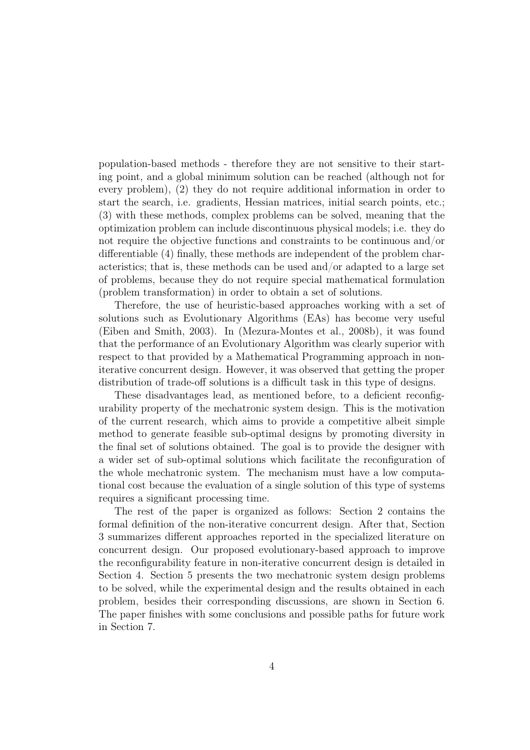population-based methods - therefore they are not sensitive to their starting point, and a global minimum solution can be reached (although not for every problem), (2) they do not require additional information in order to start the search, i.e. gradients, Hessian matrices, initial search points, etc.; (3) with these methods, complex problems can be solved, meaning that the optimization problem can include discontinuous physical models; i.e. they do not require the objective functions and constraints to be continuous and/or differentiable (4) finally, these methods are independent of the problem characteristics; that is, these methods can be used and/or adapted to a large set of problems, because they do not require special mathematical formulation (problem transformation) in order to obtain a set of solutions.

Therefore, the use of heuristic-based approaches working with a set of solutions such as Evolutionary Algorithms (EAs) has become very useful (Eiben and Smith, 2003). In (Mezura-Montes et al., 2008b), it was found that the performance of an Evolutionary Algorithm was clearly superior with respect to that provided by a Mathematical Programming approach in non-iterative concurrent design. However, it was observed that getting the proper distribution of trade-off solutions is a difficult task in this type of designs.

These disadvantages lead, as mentioned before, to a deficient reconfigurability property of the mechatronic system design. This is the motivation of the current research, which aims to provide a competitive albeit simple method to generate feasible sub-optimal designs by promoting diversity in the final set of solutions obtained. The goal is to provide the designer with a wider set of sub-optimal solutions which facilitate the reconfiguration of the whole mechatronic system. The mechanism must have a low computational cost because the evaluation of a single solution of this type of systems requires a significant processing time.

The rest of the paper is organized as follows: Section 2 contains the formal definition of the non-iterative concurrent design. After that, Section 3 summarizes different approaches reported in the specialized literature on concurrent design. Our proposed evolutionary-based approach to improve the reconfigurability feature in non-iterative concurrent design is detailed in Section 4. Section 5 presents the two mechatronic system design problems to be solved, while the experimental design and the results obtained in each problem, besides their corresponding discussions, are shown in Section 6. The paper finishes with some conclusions and possible paths for future work in Section 7.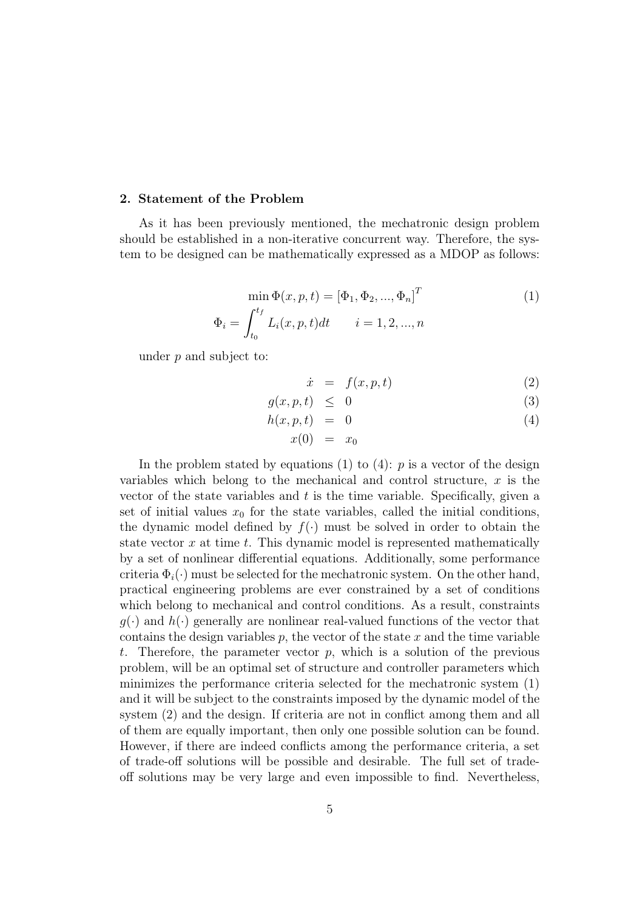## 2. Statement of the Problem

As it has been previously mentioned, the mechatronic design problem should be established in a non-iterative concurrent way. Therefore, the system to be designed can be mathematically expressed as a MDOP as follows:

$$\min \Phi(x,p,t) = [\Phi_1, \Phi_2, ..., \Phi_n]^T \tag{1}$$

$$\Phi_i = \int_{t_0}^{t_f} L_i(x,p,t)dt \qquad i = 1, 2, ..., n$$

under $p$ and subject to:

$$\dot{x} = f(x,p,t) \tag{2}$$

$$g(x,p,t) \leq 0 \tag{3}$$

$$h(x,p,t) = 0 \tag{4}$$

$$x(0) = x_0$$

In the problem stated by equations (1) to (4): $p$ is a vector of the design variables which belong to the mechanical and control structure, $x$ is the vector of the state variables and $t$ is the time variable. Specifically, given a set of initial values $x_0$ for the state variables, called the initial conditions, the dynamic model defined by $f(\cdot)$ must be solved in order to obtain the state vector $x$ at time $t$. This dynamic model is represented mathematically by a set of nonlinear differential equations. Additionally, some performance criteria $\Phi_i(\cdot)$ must be selected for the mechatronic system. On the other hand, practical engineering problems are ever constrained by a set of conditions which belong to mechanical and control conditions. As a result, constraints $g(\cdot)$ and $h(\cdot)$ generally are nonlinear real-valued functions of the vector that contains the design variables $p$, the vector of the state $x$ and the time variable $t$. Therefore, the parameter vector $p$, which is a solution of the previous problem, will be an optimal set of structure and controller parameters which minimizes the performance criteria selected for the mechatronic system (1) and it will be subject to the constraints imposed by the dynamic model of the system (2) and the design. If criteria are not in conflict among them and all of them are equally important, then only one possible solution can be found. However, if there are indeed conflicts among the performance criteria, a set of trade-off solutions will be possible and desirable. The full set of trade-off solutions may be very large and even impossible to find. Nevertheless,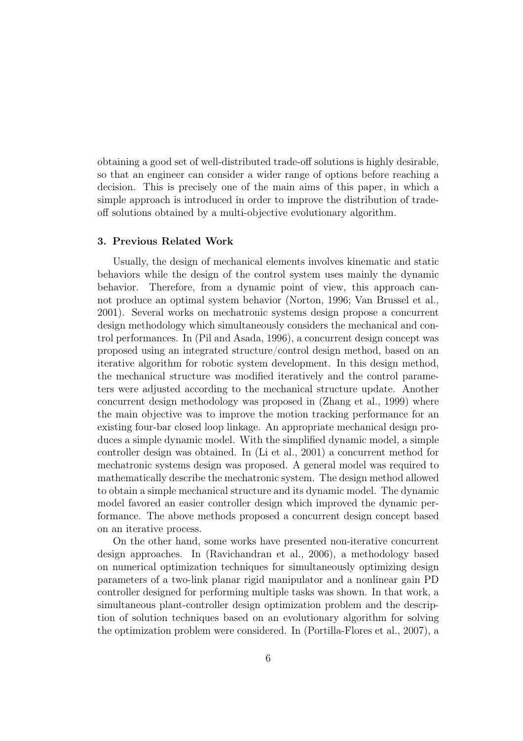obtaining a good set of well-distributed trade-off solutions is highly desirable, so that an engineer can consider a wider range of options before reaching a decision. This is precisely one of the main aims of this paper, in which a simple approach is introduced in order to improve the distribution of trade-off solutions obtained by a multi-objective evolutionary algorithm.

### 3. Previous Related Work

Usually, the design of mechanical elements involves kinematic and static behaviors while the design of the control system uses mainly the dynamic behavior. Therefore, from a dynamic point of view, this approach cannot produce an optimal system behavior (Norton, 1996; Van Brussel et al., 2001). Several works on mechatronic systems design propose a concurrent design methodology which simultaneously considers the mechanical and control performances. In (Pil and Asada, 1996), a concurrent design concept was proposed using an integrated structure/control design method, based on an iterative algorithm for robotic system development. In this design method, the mechanical structure was modified iteratively and the control parameters were adjusted according to the mechanical structure update. Another concurrent design methodology was proposed in (Zhang et al., 1999) where the main objective was to improve the motion tracking performance for an existing four-bar closed loop linkage. An appropriate mechanical design produces a simple dynamic model. With the simplified dynamic model, a simple controller design was obtained. In (Li et al., 2001) a concurrent method for mechatronic systems design was proposed. A general model was required to mathematically describe the mechatronic system. The design method allowed to obtain a simple mechanical structure and its dynamic model. The dynamic model favored an easier controller design which improved the dynamic performance. The above methods proposed a concurrent design concept based on an iterative process.

On the other hand, some works have presented non-iterative concurrent design approaches. In (Ravichandran et al., 2006), a methodology based on numerical optimization techniques for simultaneously optimizing design parameters of a two-link planar rigid manipulator and a nonlinear gain PD controller designed for performing multiple tasks was shown. In that work, a simultaneous plant-controller design optimization problem and the description of solution techniques based on an evolutionary algorithm for solving the optimization problem were considered. In (Portilla-Flores et al., 2007), a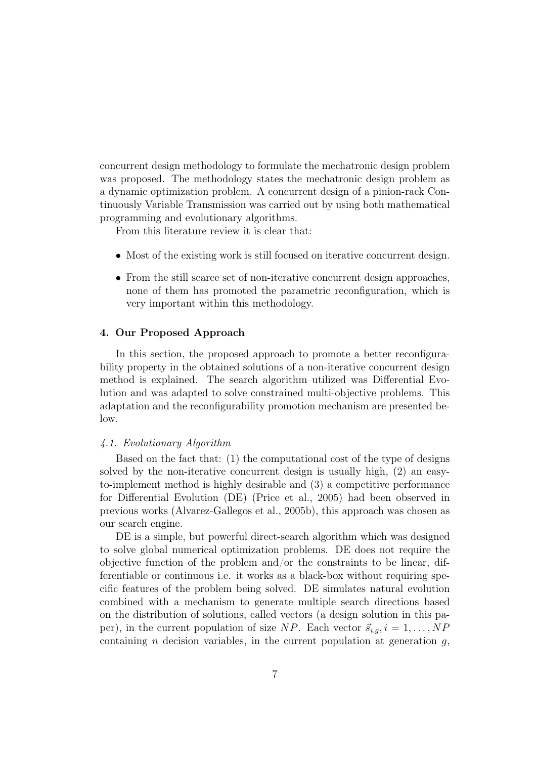concurrent design methodology to formulate the mechatronic design problem was proposed. The methodology states the mechatronic design problem as a dynamic optimization problem. A concurrent design of a pinion-rack Continuously Variable Transmission was carried out by using both mathematical programming and evolutionary algorithms.

From this literature review it is clear that:

- Most of the existing work is still focused on iterative concurrent design.
- From the still scarce set of non-iterative concurrent design approaches, none of them has promoted the parametric reconfiguration, which is very important within this methodology.

## 4. Our Proposed Approach

In this section, the proposed approach to promote a better reconfigurability property in the obtained solutions of a non-iterative concurrent design method is explained. The search algorithm utilized was Differential Evolution and was adapted to solve constrained multi-objective problems. This adaptation and the reconfigurability promotion mechanism are presented below.

### *4.1. Evolutionary Algorithm*

Based on the fact that: (1) the computational cost of the type of designs solved by the non-iterative concurrent design is usually high, (2) an easy-to-implement method is highly desirable and (3) a competitive performance for Differential Evolution (DE) (Price et al., 2005) had been observed in previous works (Alvarez-Gallegos et al., 2005b), this approach was chosen as our search engine.

DE is a simple, but powerful direct-search algorithm which was designed to solve global numerical optimization problems. DE does not require the objective function of the problem and/or the constraints to be linear, differentiable or continuous i.e. it works as a black-box without requiring specific features of the problem being solved. DE simulates natural evolution combined with a mechanism to generate multiple search directions based on the distribution of solutions, called vectors (a design solution in this paper), in the current population of size $NP$. Each vector $\vec{s}_{i,g}, i = 1, \ldots, NP$ containing $n$ decision variables, in the current population at generation $g$,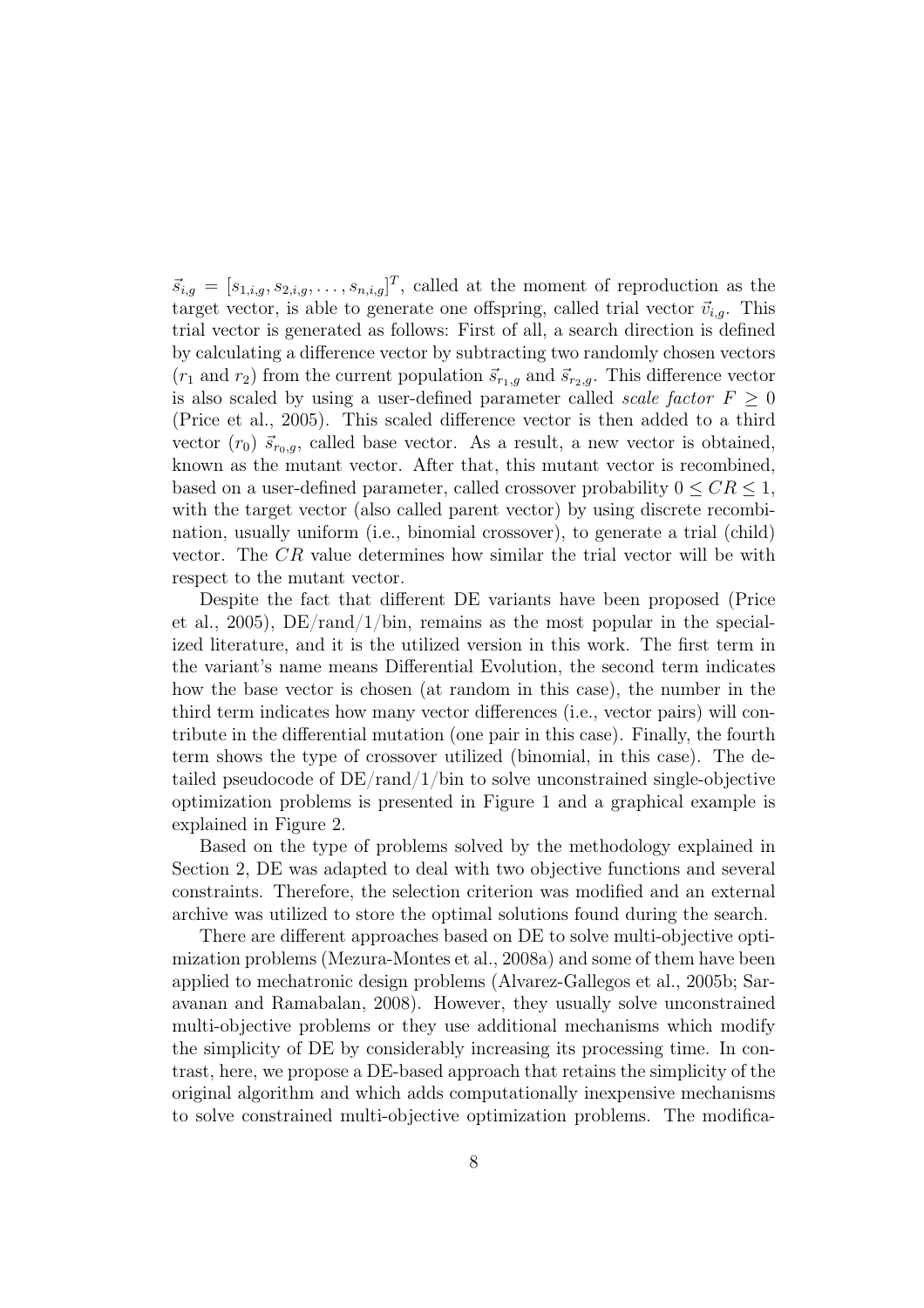$\vec{s}_{i,g} = [s_{1,i,g}, s_{2,i,g}, \ldots, s_{n,i,g}]^T$, called at the moment of reproduction as the target vector, is able to generate one offspring, called trial vector $\vec{v}_{i,g}$. This trial vector is generated as follows: First of all, a search direction is defined by calculating a difference vector by subtracting two randomly chosen vectors ($r_1$ and $r_2$) from the current population $\vec{s}_{r_1,g}$ and $\vec{s}_{r_2,g}$. This difference vector is also scaled by using a user-defined parameter called *scale factor* $F \geq 0$ (Price et al., 2005). This scaled difference vector is then added to a third vector ($r_0$) $\vec{s}_{r_0,g}$, called base vector. As a result, a new vector is obtained, known as the mutant vector. After that, this mutant vector is recombined, based on a user-defined parameter, called crossover probability $0 \leq CR \leq 1$, with the target vector (also called parent vector) by using discrete recombination, usually uniform (i.e., binomial crossover), to generate a trial (child) vector. The $CR$ value determines how similar the trial vector will be with respect to the mutant vector.

Despite the fact that different DE variants have been proposed (Price et al., 2005), DE/rand/1/bin, remains as the most popular in the specialized literature, and it is the utilized version in this work. The first term in the variant's name means Differential Evolution, the second term indicates how the base vector is chosen (at random in this case), the number in the third term indicates how many vector differences (i.e., vector pairs) will contribute in the differential mutation (one pair in this case). Finally, the fourth term shows the type of crossover utilized (binomial, in this case). The detailed pseudocode of DE/rand/1/bin to solve unconstrained single-objective optimization problems is presented in Figure 1 and a graphical example is explained in Figure 2.

Based on the type of problems solved by the methodology explained in Section 2, DE was adapted to deal with two objective functions and several constraints. Therefore, the selection criterion was modified and an external archive was utilized to store the optimal solutions found during the search.

There are different approaches based on DE to solve multi-objective optimization problems (Mezura-Montes et al., 2008a) and some of them have been applied to mechatronic design problems (Alvarez-Gallegos et al., 2005b; Saravanan and Ramabalan, 2008). However, they usually solve unconstrained multi-objective problems or they use additional mechanisms which modify the simplicity of DE by considerably increasing its processing time. In contrast, here, we propose a DE-based approach that retains the simplicity of the original algorithm and which adds computationally inexpensive mechanisms to solve constrained multi-objective optimization problems. The modifica-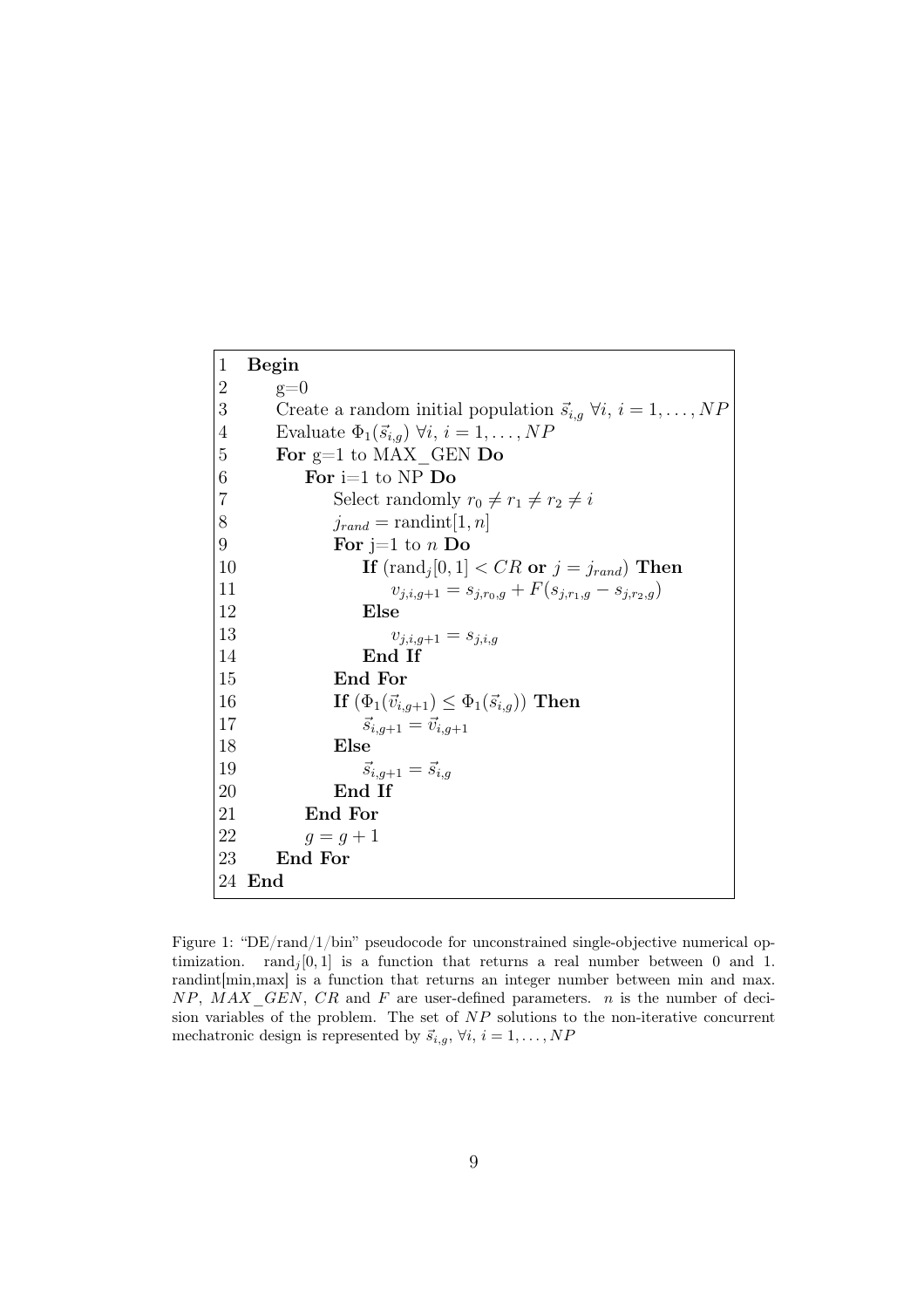```
1  Begin
2      g=0
3      Create a random initial population s_{i,g} ∀i, i = 1,...,NP
4      Evaluate Φ_1(s_{i,g}) ∀i, i = 1,...,NP
5      For g=1 to MAX_GEN Do
6          For i=1 to NP Do
7              Select randomly r_0 ≠ r_1 ≠ r_2 ≠ i
8              j_rand = randint[1, n]
9              For j=1 to n Do
10                 If (rand_j[0, 1] < CR or j = j_rand) Then
11                     v_{j,i,g+1} = s_{j,r_0,g} + F(s_{j,r_1,g} − s_{j,r_2,g})
12                 Else
13                     v_{j,i,g+1} = s_{j,i,g}
14                 End If
15             End For
16             If (Φ_1(v_{i,g+1}) ≤ Φ_1(s_{i,g})) Then
17                 s_{i,g+1} = v_{i,g+1}
18             Else
19                 s_{i,g+1} = s_{i,g}
20             End If
21         End For
22         g = g + 1
23     End For
24 End
```

Figure 1: "DE/rand/1/bin" pseudocode for unconstrained single-objective numerical optimization. $\text{rand}_j[0,1]$ is a function that returns a real number between 0 and 1. randint[min,max] is a function that returns an integer number between min and max. $NP$, $MAX\_GEN$, $CR$ and $F$ are user-defined parameters. $n$ is the number of decision variables of the problem. The set of $NP$ solutions to the non-iterative concurrent mechatronic design is represented by $\vec{s}_{i,g}$, $\forall i$, $i = 1, \ldots, NP$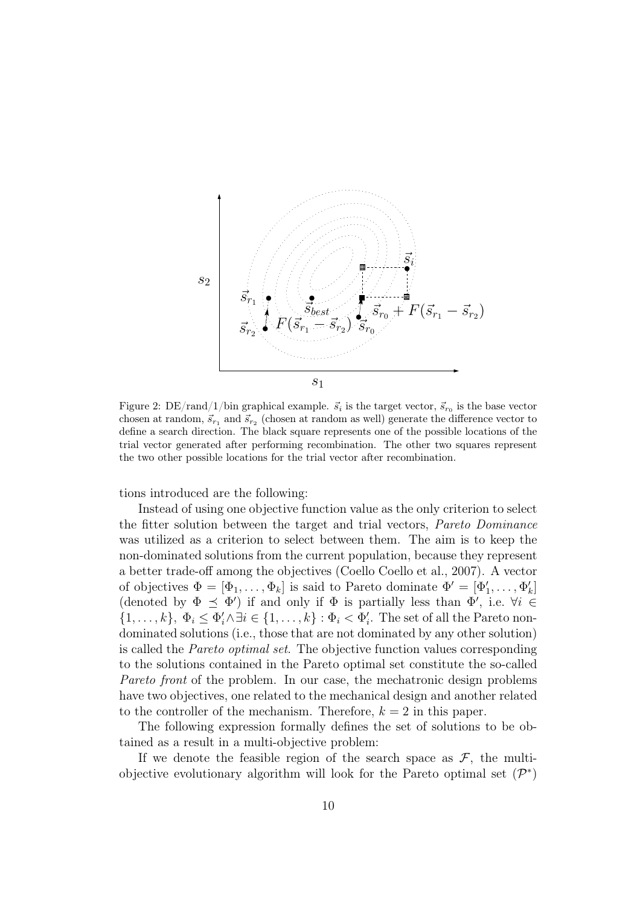Figure 2: DE/rand/1/bin graphical example. $\vec{s}_i$ is the target vector, $\vec{s}_{r_0}$ is the base vector chosen at random, $\vec{s}_{r_1}$ and $\vec{s}_{r_2}$ (chosen at random as well) generate the difference vector to define a search direction. The black square represents one of the possible locations of the trial vector generated after performing recombination. The other two squares represent the two other possible locations for the trial vector after recombination.

tions introduced are the following:

Instead of using one objective function value as the only criterion to select the fitter solution between the target and trial vectors, *Pareto Dominance* was utilized as a criterion to select between them. The aim is to keep the non-dominated solutions from the current population, because they represent a better trade-off among the objectives (Coello Coello et al., 2007). A vector of objectives $\Phi = [\Phi_1, \ldots, \Phi_k]$ is said to Pareto dominate $\Phi' = [\Phi'_1, \ldots, \Phi'_k]$ (denoted by $\Phi \preceq \Phi'$) if and only if $\Phi$ is partially less than $\Phi'$, i.e. $\forall i \in \{1, \ldots, k\},\ \Phi_i \leq \Phi'_i \wedge \exists i \in \{1, \ldots, k\} : \Phi_i < \Phi'_i$. The set of all the Pareto non-dominated solutions (i.e., those that are not dominated by any other solution) is called the *Pareto optimal set*. The objective function values corresponding to the solutions contained in the Pareto optimal set constitute the so-called *Pareto front* of the problem. In our case, the mechatronic design problems have two objectives, one related to the mechanical design and another related to the controller of the mechanism. Therefore, $k = 2$ in this paper.

The following expression formally defines the set of solutions to be obtained as a result in a multi-objective problem:

If we denote the feasible region of the search space as $\mathcal{F}$, the multi-objective evolutionary algorithm will look for the Pareto optimal set ($\mathcal{P}^*$)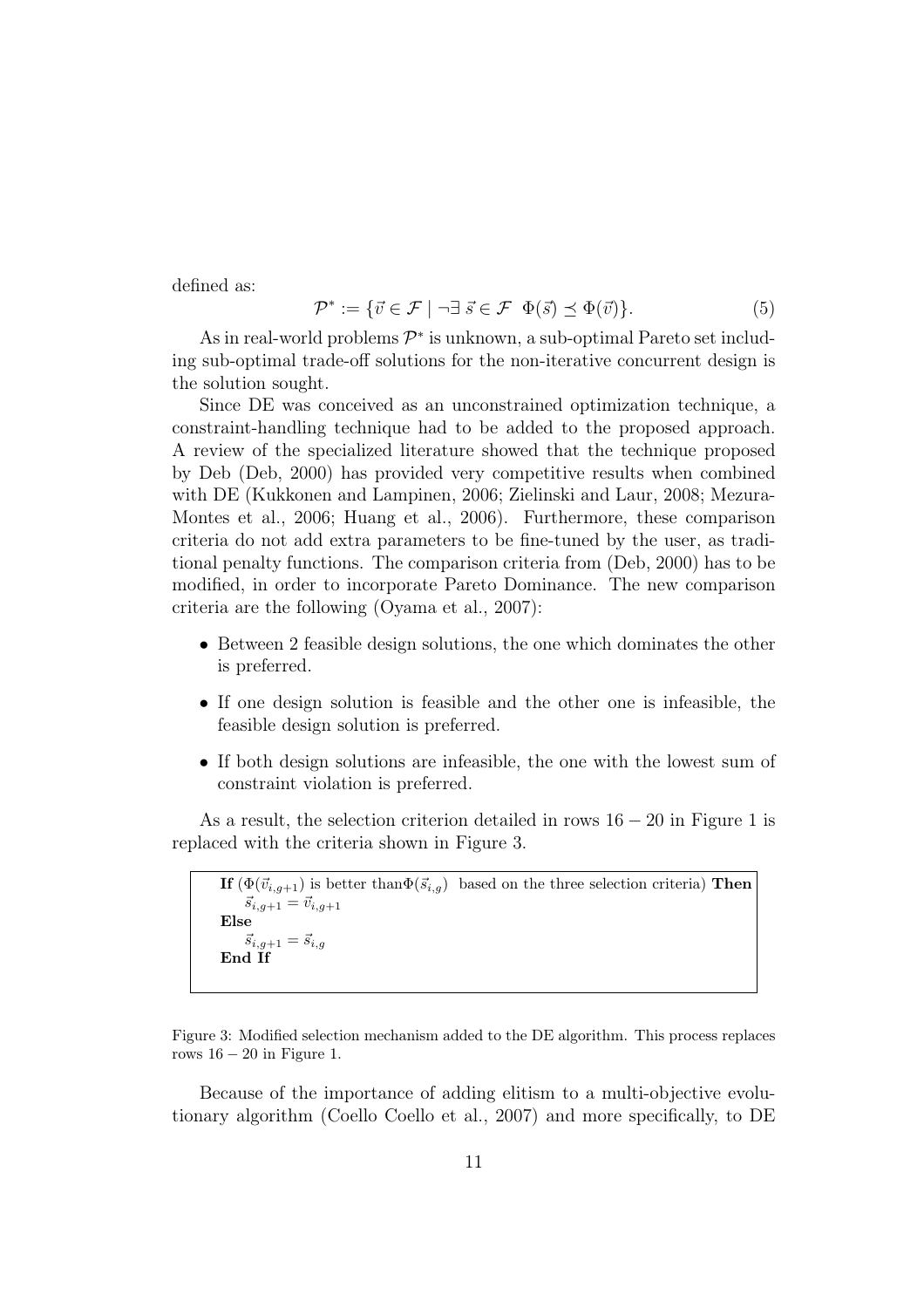defined as:

$$\mathcal{P}^* := \{\vec{v} \in \mathcal{F} \mid \neg\exists\, \vec{s} \in \mathcal{F} \;\; \Phi(\vec{s}) \preceq \Phi(\vec{v})\}. \tag{5}$$

As in real-world problems $\mathcal{P}^*$ is unknown, a sub-optimal Pareto set including sub-optimal trade-off solutions for the non-iterative concurrent design is the solution sought.

Since DE was conceived as an unconstrained optimization technique, a constraint-handling technique had to be added to the proposed approach. A review of the specialized literature showed that the technique proposed by Deb (Deb, 2000) has provided very competitive results when combined with DE (Kukkonen and Lampinen, 2006; Zielinski and Laur, 2008; Mezura-Montes et al., 2006; Huang et al., 2006). Furthermore, these comparison criteria do not add extra parameters to be fine-tuned by the user, as traditional penalty functions. The comparison criteria from (Deb, 2000) has to be modified, in order to incorporate Pareto Dominance. The new comparison criteria are the following (Oyama et al., 2007):

- Between 2 feasible design solutions, the one which dominates the other is preferred.
- If one design solution is feasible and the other one is infeasible, the feasible design solution is preferred.
- If both design solutions are infeasible, the one with the lowest sum of constraint violation is preferred.

As a result, the selection criterion detailed in rows $16-20$ in Figure 1 is replaced with the criteria shown in Figure 3.

**If** ($\Phi(\vec{v}_{i,g+1})$ is better than$\Phi(\vec{s}_{i,g})$ based on the three selection criteria) **Then**
  $\vec{s}_{i,g+1} = \vec{v}_{i,g+1}$
**Else**
  $\vec{s}_{i,g+1} = \vec{s}_{i,g}$
**End If**

Figure 3: Modified selection mechanism added to the DE algorithm. This process replaces rows $16-20$ in Figure 1.

Because of the importance of adding elitism to a multi-objective evolutionary algorithm (Coello Coello et al., 2007) and more specifically, to DE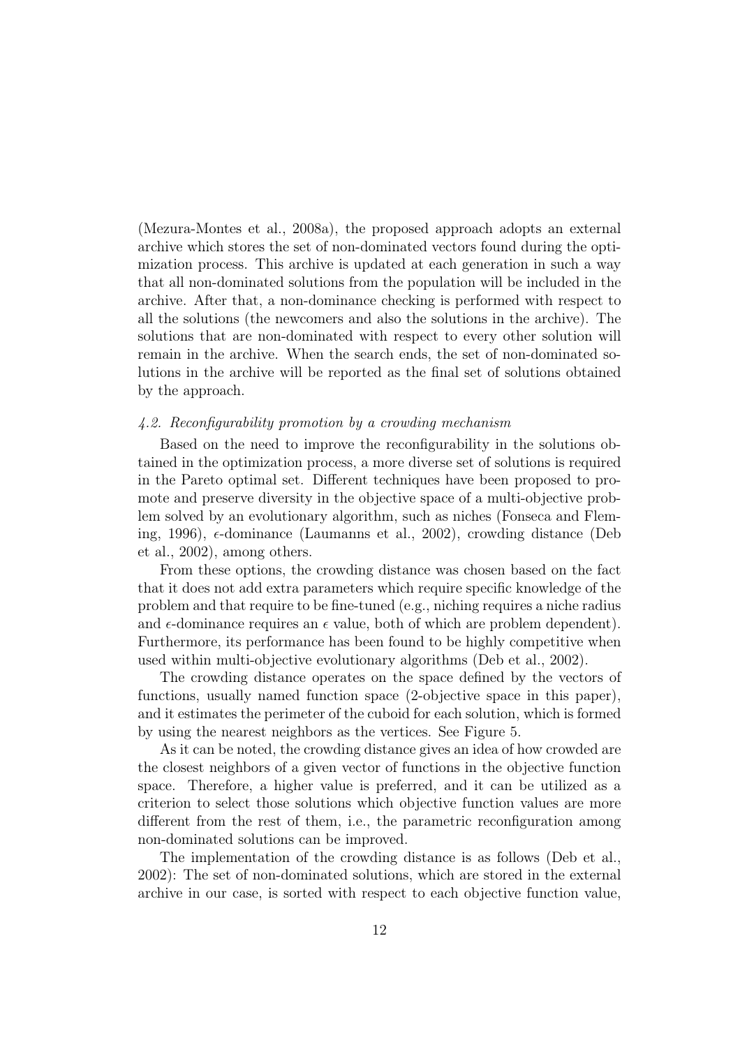(Mezura-Montes et al., 2008a), the proposed approach adopts an external archive which stores the set of non-dominated vectors found during the optimization process. This archive is updated at each generation in such a way that all non-dominated solutions from the population will be included in the archive. After that, a non-dominance checking is performed with respect to all the solutions (the newcomers and also the solutions in the archive). The solutions that are non-dominated with respect to every other solution will remain in the archive. When the search ends, the set of non-dominated solutions in the archive will be reported as the final set of solutions obtained by the approach.

#### *4.2. Reconfigurability promotion by a crowding mechanism*

Based on the need to improve the reconfigurability in the solutions obtained in the optimization process, a more diverse set of solutions is required in the Pareto optimal set. Different techniques have been proposed to promote and preserve diversity in the objective space of a multi-objective problem solved by an evolutionary algorithm, such as niches (Fonseca and Fleming, 1996), $\epsilon$-dominance (Laumanns et al., 2002), crowding distance (Deb et al., 2002), among others.

From these options, the crowding distance was chosen based on the fact that it does not add extra parameters which require specific knowledge of the problem and that require to be fine-tuned (e.g., niching requires a niche radius and $\epsilon$-dominance requires an $\epsilon$ value, both of which are problem dependent). Furthermore, its performance has been found to be highly competitive when used within multi-objective evolutionary algorithms (Deb et al., 2002).

The crowding distance operates on the space defined by the vectors of functions, usually named function space (2-objective space in this paper), and it estimates the perimeter of the cuboid for each solution, which is formed by using the nearest neighbors as the vertices. See Figure 5.

As it can be noted, the crowding distance gives an idea of how crowded are the closest neighbors of a given vector of functions in the objective function space. Therefore, a higher value is preferred, and it can be utilized as a criterion to select those solutions which objective function values are more different from the rest of them, i.e., the parametric reconfiguration among non-dominated solutions can be improved.

The implementation of the crowding distance is as follows (Deb et al., 2002): The set of non-dominated solutions, which are stored in the external archive in our case, is sorted with respect to each objective function value,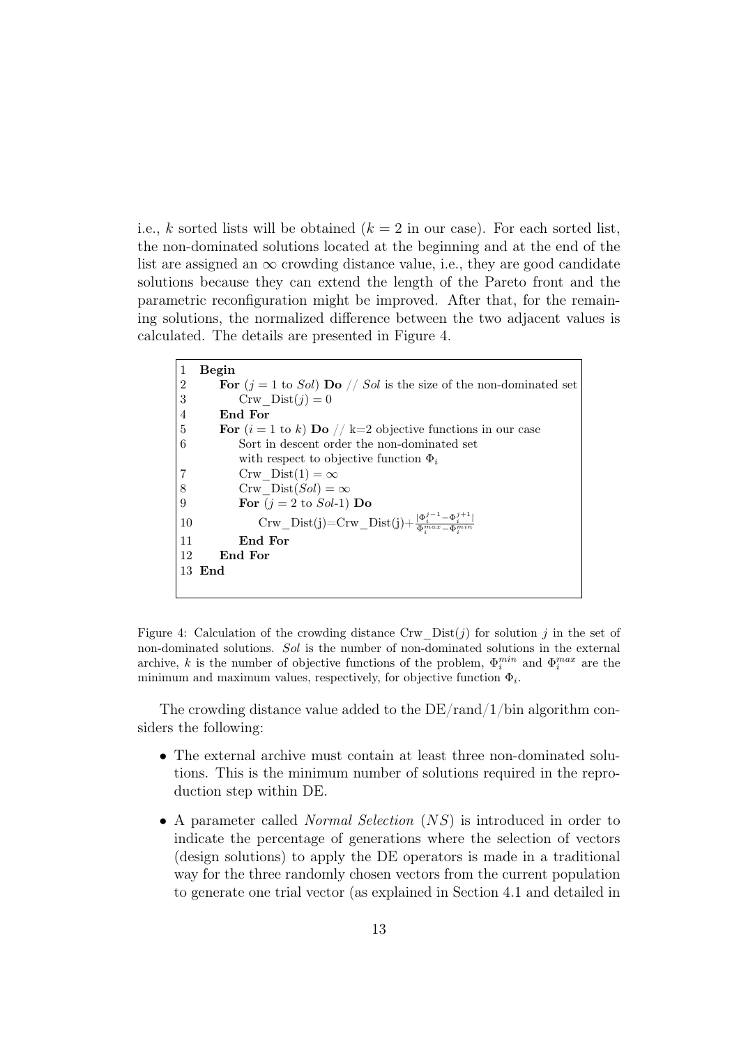i.e., $k$ sorted lists will be obtained ($k = 2$ in our case). For each sorted list, the non-dominated solutions located at the beginning and at the end of the list are assigned an $\infty$ crowding distance value, i.e., they are good candidate solutions because they can extend the length of the Pareto front and the parametric reconfiguration might be improved. After that, for the remaining solutions, the normalized difference between the two adjacent values is calculated. The details are presented in Figure 4.

```
1  Begin
2      For (j = 1 to Sol) Do // Sol is the size of the non-dominated set
3          Crw_Dist(j) = 0
4      End For
5      For (i = 1 to k) Do // k=2 objective functions in our case
6          Sort in descent order the non-dominated set
           with respect to objective function Φ_i
7          Crw_Dist(1) = ∞
8          Crw_Dist(Sol) = ∞
9          For (j = 2 to Sol-1) Do
10             Crw_Dist(j)=Crw_Dist(j)+ |Φ_i^{j-1} − Φ_i^{j+1}| / (Φ_i^{max} − Φ_i^{min})
11         End For
12     End For
13 End
```

Figure 4: Calculation of the crowding distance Crw_Dist($j$) for solution $j$ in the set of non-dominated solutions. *Sol* is the number of non-dominated solutions in the external archive, $k$ is the number of objective functions of the problem, $\Phi_i^{min}$ and $\Phi_i^{max}$ are the minimum and maximum values, respectively, for objective function $\Phi_i$.

The crowding distance value added to the DE/rand/1/bin algorithm considers the following:

- The external archive must contain at least three non-dominated solutions. This is the minimum number of solutions required in the reproduction step within DE.
- A parameter called *Normal Selection* ($NS$) is introduced in order to indicate the percentage of generations where the selection of vectors (design solutions) to apply the DE operators is made in a traditional way for the three randomly chosen vectors from the current population to generate one trial vector (as explained in Section 4.1 and detailed in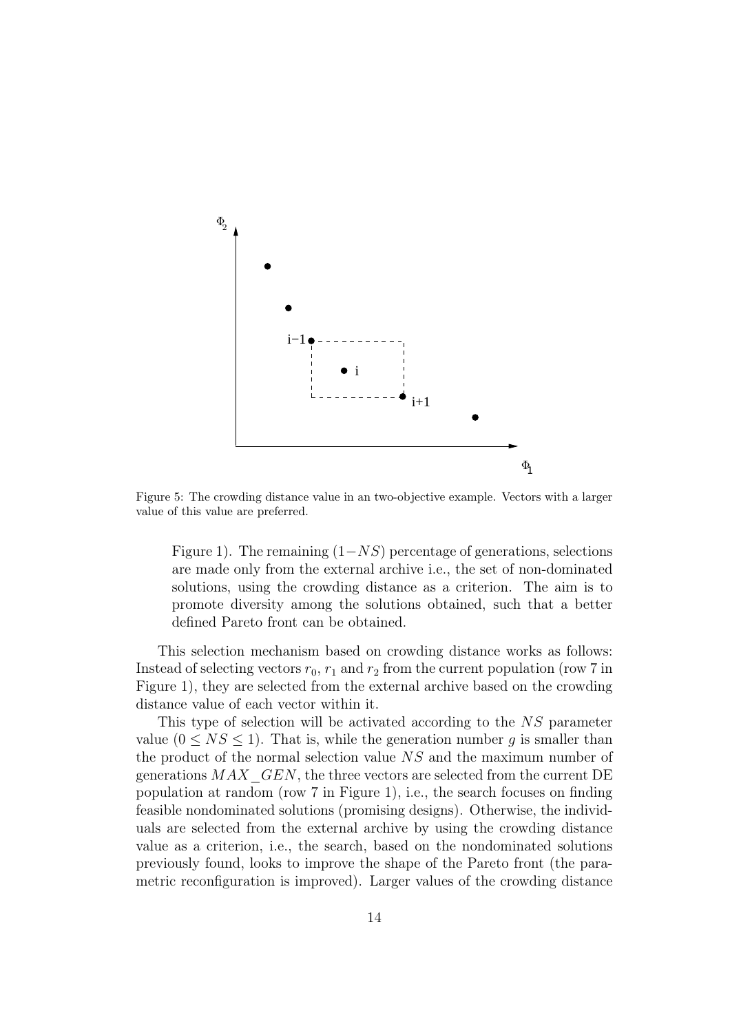Figure 5: The crowding distance value in an two-objective example. Vectors with a larger value of this value are preferred.

> Figure 1). The remaining $(1-NS)$ percentage of generations, selections are made only from the external archive i.e., the set of non-dominated solutions, using the crowding distance as a criterion. The aim is to promote diversity among the solutions obtained, such that a better defined Pareto front can be obtained.

This selection mechanism based on crowding distance works as follows: Instead of selecting vectors $r_0$, $r_1$ and $r_2$ from the current population (row 7 in Figure 1), they are selected from the external archive based on the crowding distance value of each vector within it.

This type of selection will be activated according to the $NS$ parameter value $(0 \leq NS \leq 1)$. That is, while the generation number $g$ is smaller than the product of the normal selection value $NS$ and the maximum number of generations $MAX\_GEN$, the three vectors are selected from the current DE population at random (row 7 in Figure 1), i.e., the search focuses on finding feasible nondominated solutions (promising designs). Otherwise, the individuals are selected from the external archive by using the crowding distance value as a criterion, i.e., the search, based on the nondominated solutions previously found, looks to improve the shape of the Pareto front (the parametric reconfiguration is improved). Larger values of the crowding distance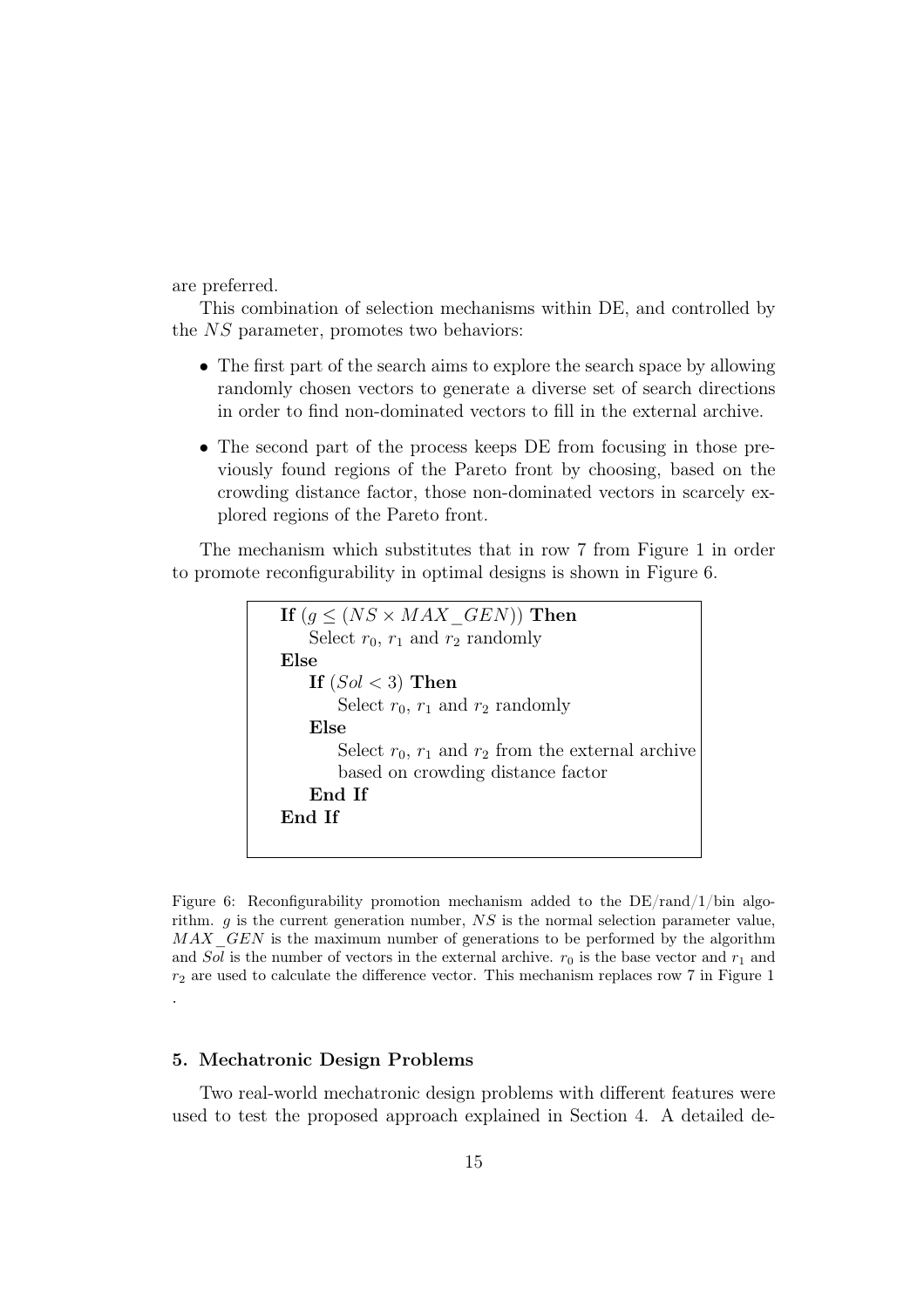are preferred.

This combination of selection mechanisms within DE, and controlled by the $NS$ parameter, promotes two behaviors:

- The first part of the search aims to explore the search space by allowing randomly chosen vectors to generate a diverse set of search directions in order to find non-dominated vectors to fill in the external archive.
- The second part of the process keeps DE from focusing in those previously found regions of the Pareto front by choosing, based on the crowding distance factor, those non-dominated vectors in scarcely explored regions of the Pareto front.

The mechanism which substitutes that in row 7 from Figure 1 in order to promote reconfigurability in optimal designs is shown in Figure 6.

```
If (g ≤ (NS × MAX_GEN)) Then
    Select r0, r1 and r2 randomly
Else
    If (Sol < 3) Then
        Select r0, r1 and r2 randomly
    Else
        Select r0, r1 and r2 from the external archive
        based on crowding distance factor
    End If
End If
```

Figure 6: Reconfigurability promotion mechanism added to the DE/rand/1/bin algorithm. $g$ is the current generation number, $NS$ is the normal selection parameter value, $MAX\_GEN$ is the maximum number of generations to be performed by the algorithm and $Sol$ is the number of vectors in the external archive. $r_0$ is the base vector and $r_1$ and $r_2$ are used to calculate the difference vector. This mechanism replaces row 7 in Figure 1 .

## 5. Mechatronic Design Problems

Two real-world mechatronic design problems with different features were used to test the proposed approach explained in Section 4. A detailed de-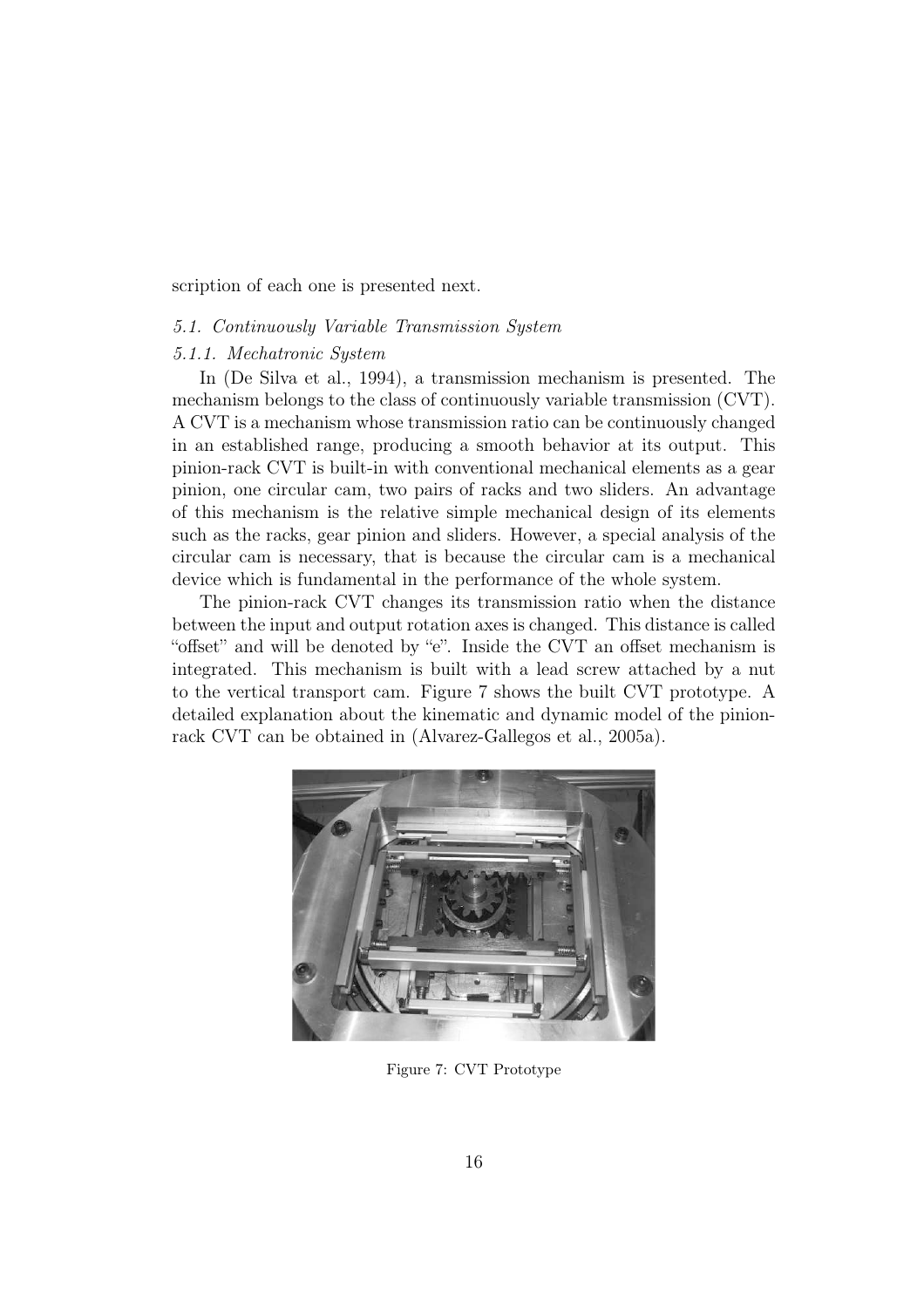scription of each one is presented next.

### *5.1. Continuously Variable Transmission System*

#### *5.1.1. Mechatronic System*

In (De Silva et al., 1994), a transmission mechanism is presented. The mechanism belongs to the class of continuously variable transmission (CVT). A CVT is a mechanism whose transmission ratio can be continuously changed in an established range, producing a smooth behavior at its output. This pinion-rack CVT is built-in with conventional mechanical elements as a gear pinion, one circular cam, two pairs of racks and two sliders. An advantage of this mechanism is the relative simple mechanical design of its elements such as the racks, gear pinion and sliders. However, a special analysis of the circular cam is necessary, that is because the circular cam is a mechanical device which is fundamental in the performance of the whole system.

The pinion-rack CVT changes its transmission ratio when the distance between the input and output rotation axes is changed. This distance is called "offset" and will be denoted by "e". Inside the CVT an offset mechanism is integrated. This mechanism is built with a lead screw attached by a nut to the vertical transport cam. Figure 7 shows the built CVT prototype. A detailed explanation about the kinematic and dynamic model of the pinion-rack CVT can be obtained in (Alvarez-Gallegos et al., 2005a).

Figure 7: CVT Prototype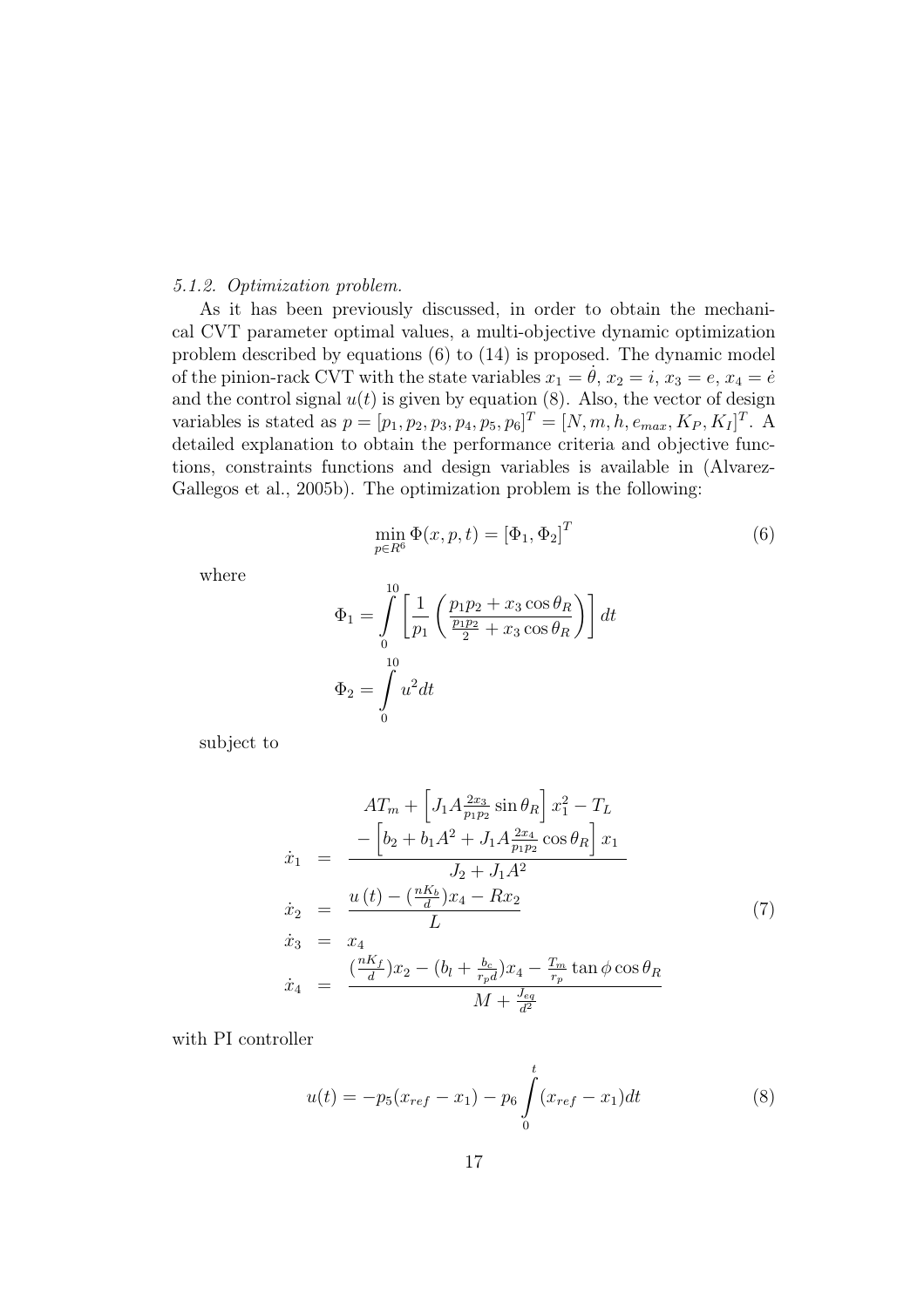*5.1.2. Optimization problem.*

As it has been previously discussed, in order to obtain the mechanical CVT parameter optimal values, a multi-objective dynamic optimization problem described by equations (6) to (14) is proposed. The dynamic model of the pinion-rack CVT with the state variables $x_1 = \dot{\theta}$, $x_2 = i$, $x_3 = e$, $x_4 = \dot{e}$ and the control signal $u(t)$ is given by equation (8). Also, the vector of design variables is stated as $p = [p_1, p_2, p_3, p_4, p_5, p_6]^T = [N, m, h, e_{max}, K_P, K_I]^T$. A detailed explanation to obtain the performance criteria and objective functions, constraints functions and design variables is available in (Alvarez-Gallegos et al., 2005b). The optimization problem is the following:

$$\min_{p \in R^6} \Phi(x, p, t) = [\Phi_1, \Phi_2]^T \tag{6}$$

where

$$\Phi_1 = \int_0^{10} \left[ \frac{1}{p_1} \left( \frac{p_1 p_2 + x_3 \cos\theta_R}{\frac{p_1 p_2}{2} + x_3 \cos\theta_R} \right) \right] dt$$

$$\Phi_2 = \int_0^{10} u^2 dt$$

subject to

$$\begin{aligned}
\dot{x}_1 &= \frac{AT_m + \left[ J_1 A \frac{2x_3}{p_1 p_2} \sin\theta_R \right] x_1^2 - T_L - \left[ b_2 + b_1 A^2 + J_1 A \frac{2x_4}{p_1 p_2} \cos\theta_R \right] x_1}{J_2 + J_1 A^2} \\
\dot{x}_2 &= \frac{u(t) - (\frac{nK_b}{d}) x_4 - R x_2}{L} \\
\dot{x}_3 &= x_4 \\
\dot{x}_4 &= \frac{(\frac{nK_f}{d}) x_2 - (b_l + \frac{b_c}{r_p d}) x_4 - \frac{T_m}{r_p} \tan\phi \cos\theta_R}{M + \frac{J_{eq}}{d^2}}
\end{aligned} \tag{7}$$

with PI controller

$$u(t) = -p_5 (x_{ref} - x_1) - p_6 \int_0^t (x_{ref} - x_1) dt \tag{8}$$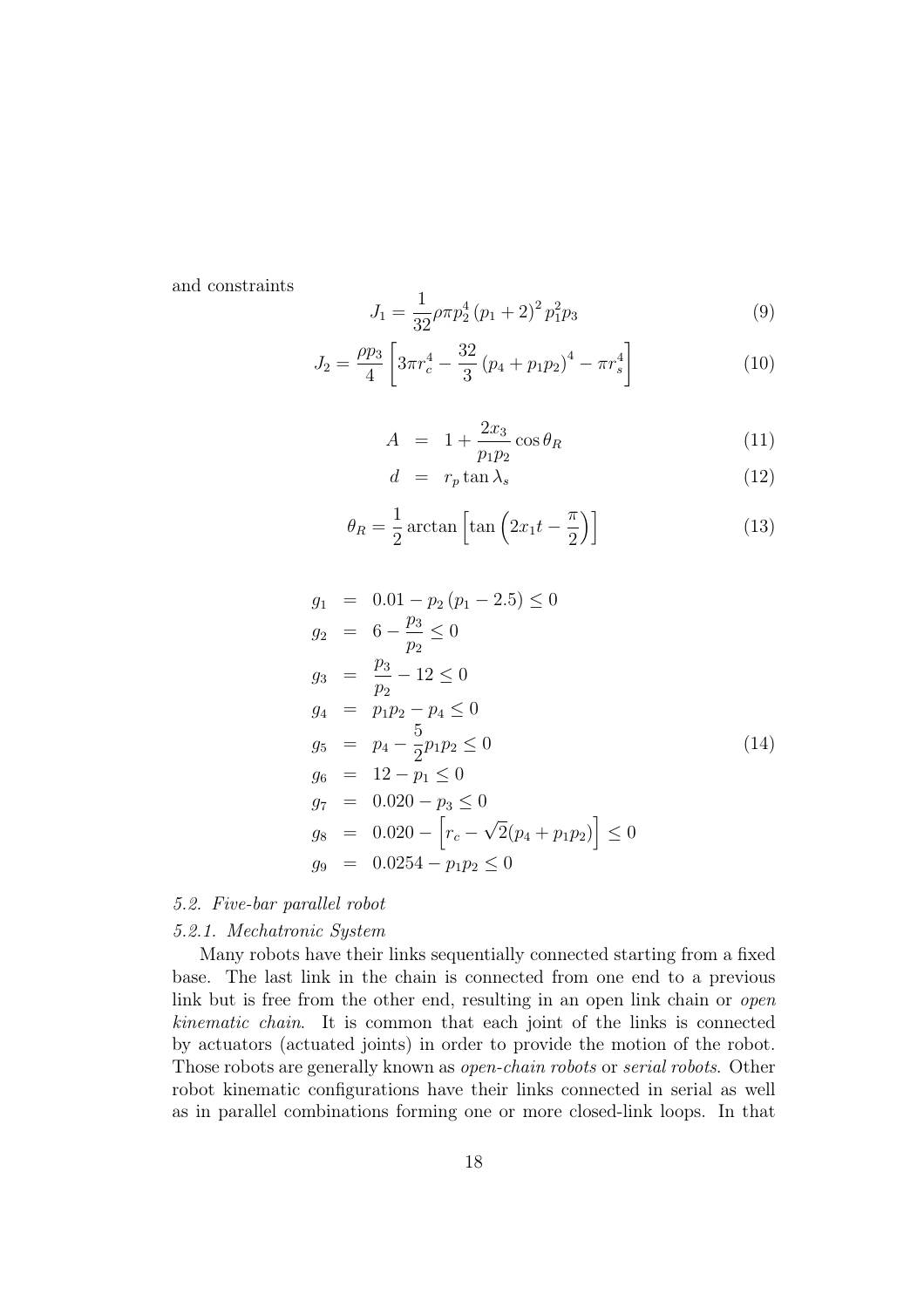and constraints

$$J_1 = \frac{1}{32}\rho\pi p_2^4 (p_1+2)^2 p_1^2 p_3 \tag{9}$$

$$J_2 = \frac{\rho p_3}{4}\left[3\pi r_c^4 - \frac{32}{3}(p_4 + p_1 p_2)^4 - \pi r_s^4\right] \tag{10}$$

$$A = 1 + \frac{2x_3}{p_1 p_2}\cos\theta_R \tag{11}$$

$$d = r_p \tan\lambda_s \tag{12}$$

$$\theta_R = \frac{1}{2}\arctan\left[\tan\left(2x_1 t - \frac{\pi}{2}\right)\right] \tag{13}$$

$$\begin{aligned}
g_1 &= 0.01 - p_2(p_1 - 2.5) \leq 0 \\
g_2 &= 6 - \frac{p_3}{p_2} \leq 0 \\
g_3 &= \frac{p_3}{p_2} - 12 \leq 0 \\
g_4 &= p_1 p_2 - p_4 \leq 0 \\
g_5 &= p_4 - \frac{5}{2}p_1 p_2 \leq 0 \\
g_6 &= 12 - p_1 \leq 0 \\
g_7 &= 0.020 - p_3 \leq 0 \\
g_8 &= 0.020 - \left[r_c - \sqrt{2}(p_4 + p_1 p_2)\right] \leq 0 \\
g_9 &= 0.0254 - p_1 p_2 \leq 0
\end{aligned} \tag{14}$$

### *5.2. Five-bar parallel robot*

#### *5.2.1. Mechatronic System*

Many robots have their links sequentially connected starting from a fixed base. The last link in the chain is connected from one end to a previous link but is free from the other end, resulting in an open link chain or *open kinematic chain*. It is common that each joint of the links is connected by actuators (actuated joints) in order to provide the motion of the robot. Those robots are generally known as *open-chain robots* or *serial robots*. Other robot kinematic configurations have their links connected in serial as well as in parallel combinations forming one or more closed-link loops. In that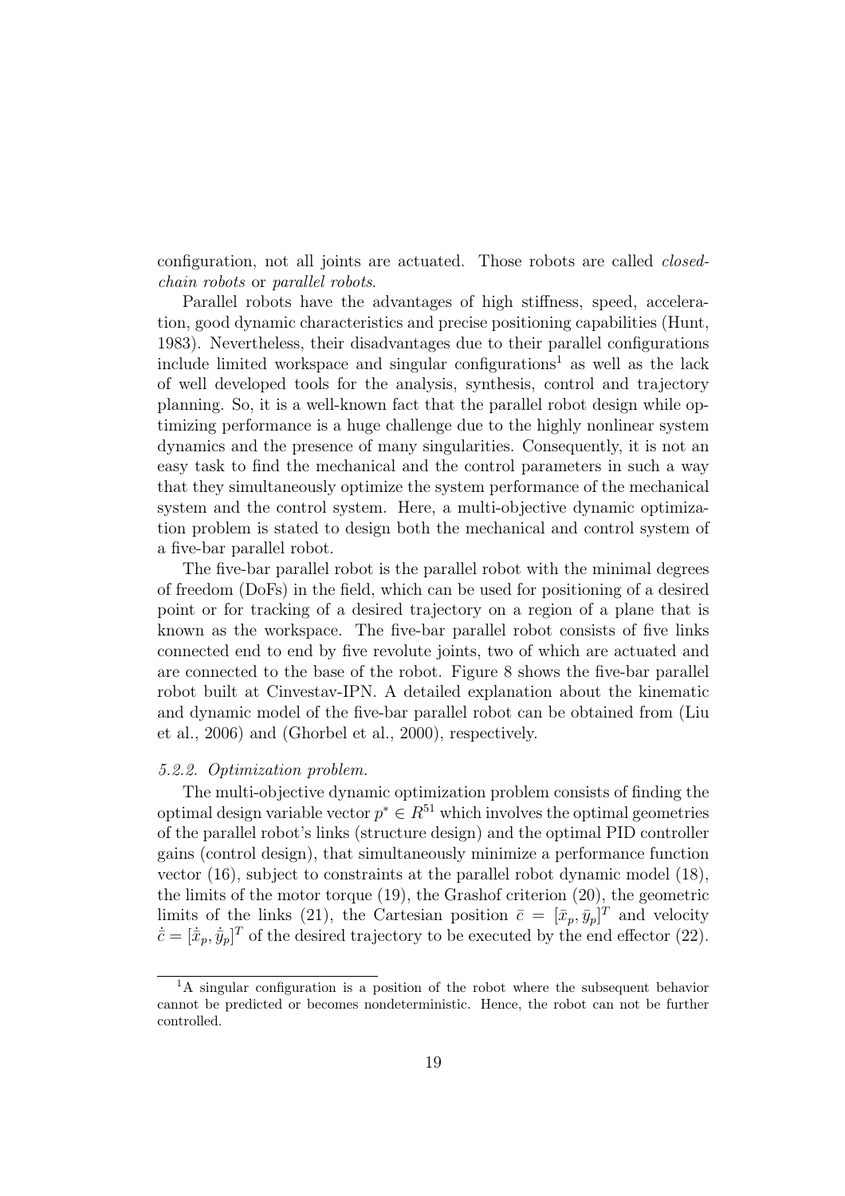configuration, not all joints are actuated. Those robots are called *closed-chain robots* or *parallel robots*.

Parallel robots have the advantages of high stiffness, speed, acceleration, good dynamic characteristics and precise positioning capabilities (Hunt, 1983). Nevertheless, their disadvantages due to their parallel configurations include limited workspace and singular configurations[1] as well as the lack of well developed tools for the analysis, synthesis, control and trajectory planning. So, it is a well-known fact that the parallel robot design while optimizing performance is a huge challenge due to the highly nonlinear system dynamics and the presence of many singularities. Consequently, it is not an easy task to find the mechanical and the control parameters in such a way that they simultaneously optimize the system performance of the mechanical system and the control system. Here, a multi-objective dynamic optimization problem is stated to design both the mechanical and control system of a five-bar parallel robot.

The five-bar parallel robot is the parallel robot with the minimal degrees of freedom (DoFs) in the field, which can be used for positioning of a desired point or for tracking of a desired trajectory on a region of a plane that is known as the workspace. The five-bar parallel robot consists of five links connected end to end by five revolute joints, two of which are actuated and are connected to the base of the robot. Figure 8 shows the five-bar parallel robot built at Cinvestav-IPN. A detailed explanation about the kinematic and dynamic model of the five-bar parallel robot can be obtained from (Liu et al., 2006) and (Ghorbel et al., 2000), respectively.

#### *5.2.2. Optimization problem.*

The multi-objective dynamic optimization problem consists of finding the optimal design variable vector $p^* \in R^{51}$ which involves the optimal geometries of the parallel robot's links (structure design) and the optimal PID controller gains (control design), that simultaneously minimize a performance function vector (16), subject to constraints at the parallel robot dynamic model (18), the limits of the motor torque (19), the Grashof criterion (20), the geometric limits of the links (21), the Cartesian position $\bar{c} = [\bar{x}_p, \bar{y}_p]^T$ and velocity $\dot{\bar{c}} = [\dot{\bar{x}}_p, \dot{\bar{y}}_p]^T$ of the desired trajectory to be executed by the end effector (22).

[1] A singular configuration is a position of the robot where the subsequent behavior cannot be predicted or becomes nondeterministic. Hence, the robot can not be further controlled.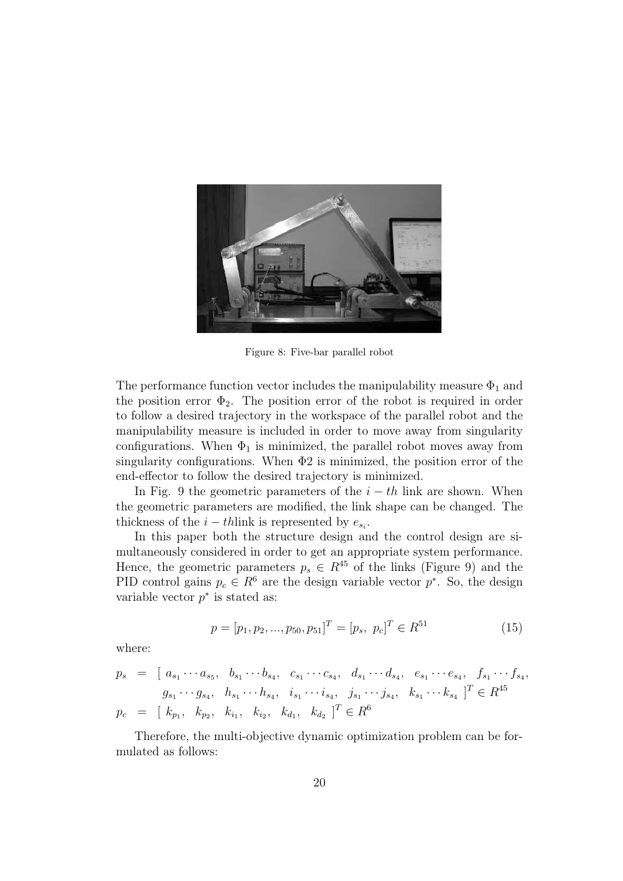Figure 8: Five-bar parallel robot

The performance function vector includes the manipulability measure $\Phi_1$ and the position error $\Phi_2$. The position error of the robot is required in order to follow a desired trajectory in the workspace of the parallel robot and the manipulability measure is included in order to move away from singularity configurations. When $\Phi_1$ is minimized, the parallel robot moves away from singularity configurations. When $\Phi 2$ is minimized, the position error of the end-effector to follow the desired trajectory is minimized.

In Fig. 9 the geometric parameters of the $i-th$ link are shown. When the geometric parameters are modified, the link shape can be changed. The thickness of the $i-th$link is represented by $e_{s_i}$.

In this paper both the structure design and the control design are simultaneously considered in order to get an appropriate system performance. Hence, the geometric parameters $p_s \in R^{45}$ of the links (Figure 9) and the PID control gains $p_c \in R^6$ are the design variable vector $p^*$. So, the design variable vector $p^*$ is stated as:

$$p = [p_1, p_2, ..., p_{50}, p_{51}]^T = [p_s,\ p_c]^T \in R^{51} \tag{15}$$

where:

$$\begin{aligned} p_s &= [\ a_{s_1} \cdots a_{s_5},\ \ b_{s_1} \cdots b_{s_4},\ \ c_{s_1} \cdots c_{s_4},\ \ d_{s_1} \cdots d_{s_4},\ \ e_{s_1} \cdots e_{s_4},\ \ f_{s_1} \cdots f_{s_4}, \\ &\quad\ g_{s_1} \cdots g_{s_4},\ \ h_{s_1} \cdots h_{s_4},\ \ i_{s_1} \cdots i_{s_4},\ \ j_{s_1} \cdots j_{s_4},\ \ k_{s_1} \cdots k_{s_4}\ ]^T \in R^{45} \\ p_c &= [\ k_{p_1},\ \ k_{p_2},\ \ k_{i_1},\ \ k_{i_2},\ \ k_{d_1},\ \ k_{d_2}\ ]^T \in R^6 \end{aligned}$$

Therefore, the multi-objective dynamic optimization problem can be formulated as follows: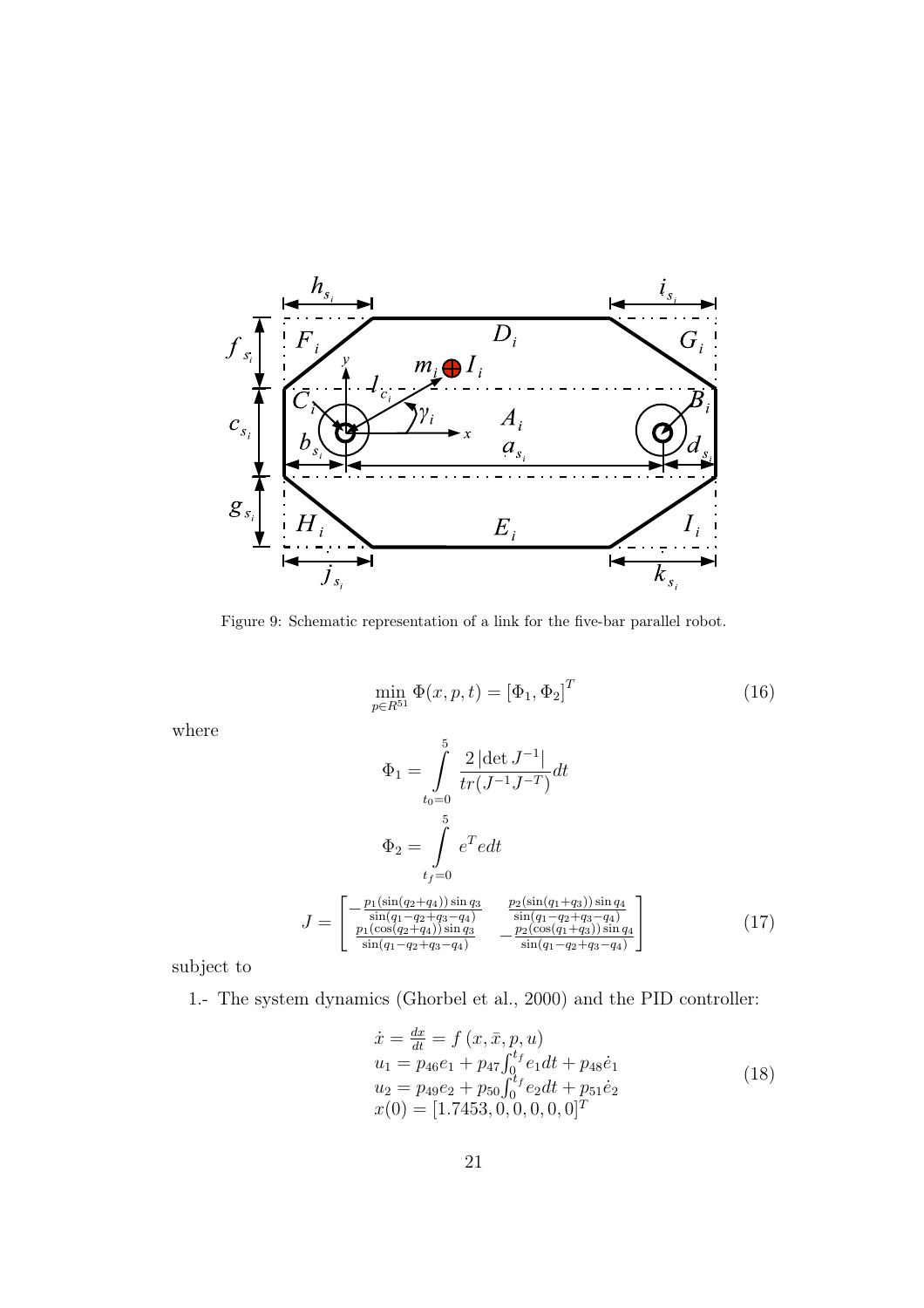Figure 9: Schematic representation of a link for the five-bar parallel robot.

$$\min_{p \in R^{51}} \Phi(x, p, t) = [\Phi_1, \Phi_2]^T \tag{16}$$

where

$$\Phi_1 = \int_{t_0=0}^{5} \frac{2\left|\det J^{-1}\right|}{tr(J^{-1}J^{-T})} dt$$

$$\Phi_2 = \int_{t_f=0}^{5} e^T e dt$$

$$J = \begin{bmatrix} -\frac{p_1(\sin(q_2+q_4))\sin q_3}{\sin(q_1-q_2+q_3-q_4)} & \frac{p_2(\sin(q_1+q_3))\sin q_4}{\sin(q_1-q_2+q_3-q_4)} \\ \frac{p_1(\cos(q_2+q_4))\sin q_3}{\sin(q_1-q_2+q_3-q_4)} & -\frac{p_2(\cos(q_1+q_3))\sin q_4}{\sin(q_1-q_2+q_3-q_4)} \end{bmatrix} \tag{17}$$

subject to

1.- The system dynamics (Ghorbel et al., 2000) and the PID controller:

$$\begin{array}{l} \dot{x} = \frac{dx}{dt} = f\left(x, \bar{x}, p, u\right) \\ u_1 = p_{46} e_1 + p_{47} \int_0^{t_f} e_1 dt + p_{48} \dot{e}_1 \\ u_2 = p_{49} e_2 + p_{50} \int_0^{t_f} e_2 dt + p_{51} \dot{e}_2 \\ x(0) = [1.7453, 0, 0, 0, 0, 0]^T \end{array} \tag{18}$$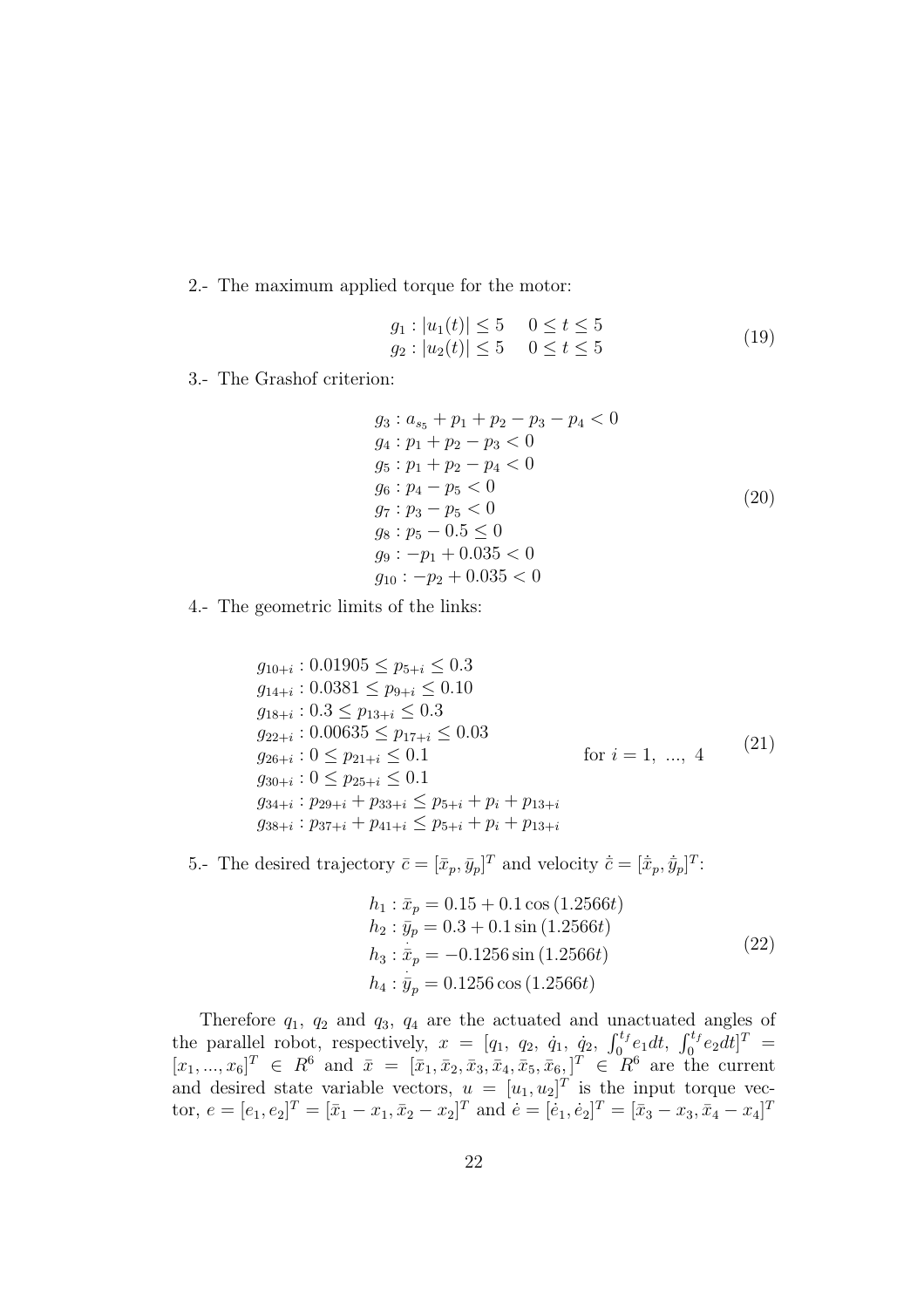2.- The maximum applied torque for the motor:

$$
\begin{aligned}
&g_1 : |u_1(t)| \leq 5 \quad\; 0 \leq t \leq 5 \\
&g_2 : |u_2(t)| \leq 5 \quad\; 0 \leq t \leq 5
\end{aligned}
\tag{19}
$$

3.- The Grashof criterion:

$$
\begin{aligned}
&g_3 : a_{s_5} + p_1 + p_2 - p_3 - p_4 < 0 \\
&g_4 : p_1 + p_2 - p_3 < 0 \\
&g_5 : p_1 + p_2 - p_4 < 0 \\
&g_6 : p_4 - p_5 < 0 \\
&g_7 : p_3 - p_5 < 0 \\
&g_8 : p_5 - 0.5 \leq 0 \\
&g_9 : -p_1 + 0.035 < 0 \\
&g_{10} : -p_2 + 0.035 < 0
\end{aligned}
\tag{20}
$$

4.- The geometric limits of the links:

$$
\begin{aligned}
&g_{10+i} : 0.01905 \leq p_{5+i} \leq 0.3 \\
&g_{14+i} : 0.0381 \leq p_{9+i} \leq 0.10 \\
&g_{18+i} : 0.3 \leq p_{13+i} \leq 0.3 \\
&g_{22+i} : 0.00635 \leq p_{17+i} \leq 0.03 \\
&g_{26+i} : 0 \leq p_{21+i} \leq 0.1 \qquad\qquad\qquad\qquad \text{for } i = 1,\ ...,\ 4 \\
&g_{30+i} : 0 \leq p_{25+i} \leq 0.1 \\
&g_{34+i} : p_{29+i} + p_{33+i} \leq p_{5+i} + p_i + p_{13+i} \\
&g_{38+i} : p_{37+i} + p_{41+i} \leq p_{5+i} + p_i + p_{13+i}
\end{aligned}
\tag{21}
$$

5.- The desired trajectory $\bar{c} = [\bar{x}_p, \bar{y}_p]^T$ and velocity $\dot{\bar{c}} = [\dot{\bar{x}}_p, \dot{\bar{y}}_p]^T$:

$$
\begin{aligned}
&h_1 : \bar{x}_p = 0.15 + 0.1\cos(1.2566t) \\
&h_2 : \bar{y}_p = 0.3 + 0.1\sin(1.2566t) \\
&h_3 : \dot{\bar{x}}_p = -0.1256\sin(1.2566t) \\
&h_4 : \dot{\bar{y}}_p = 0.1256\cos(1.2566t)
\end{aligned}
\tag{22}
$$

Therefore $q_1$, $q_2$ and $q_3$, $q_4$ are the actuated and unactuated angles of the parallel robot, respectively, $x = [q_1,\ q_2,\ \dot{q}_1,\ \dot{q}_2,\ \int_0^{t_f} e_1 dt,\ \int_0^{t_f} e_2 dt]^T = [x_1, ..., x_6]^T \in R^6$ and $\bar{x} = [\bar{x}_1, \bar{x}_2, \bar{x}_3, \bar{x}_4, \bar{x}_5, \bar{x}_6, ]^T \in R^6$ are the current and desired state variable vectors, $u = [u_1, u_2]^T$ is the input torque vector, $e = [e_1, e_2]^T = [\bar{x}_1 - x_1, \bar{x}_2 - x_2]^T$ and $\dot{e} = [\dot{e}_1, \dot{e}_2]^T = [\bar{x}_3 - x_3, \bar{x}_4 - x_4]^T$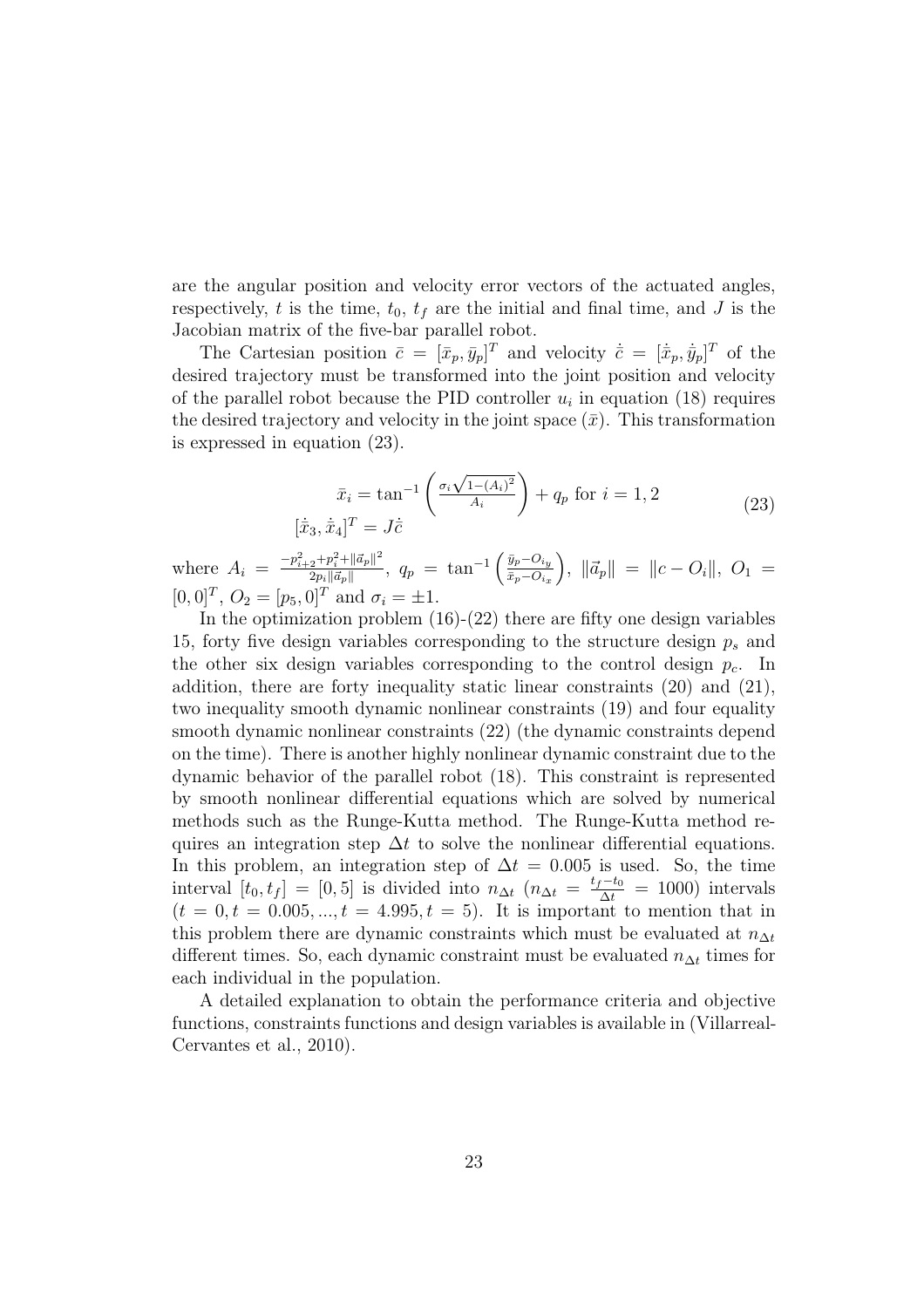are the angular position and velocity error vectors of the actuated angles, respectively, $t$ is the time, $t_0$, $t_f$ are the initial and final time, and $J$ is the Jacobian matrix of the five-bar parallel robot.

The Cartesian position $\bar{c} = [\bar{x}_p, \bar{y}_p]^T$ and velocity $\dot{\bar{c}} = [\dot{\bar{x}}_p, \dot{\bar{y}}_p]^T$ of the desired trajectory must be transformed into the joint position and velocity of the parallel robot because the PID controller $u_i$ in equation (18) requires the desired trajectory and velocity in the joint space ($\bar{x}$). This transformation is expressed in equation (23).

$$
\begin{aligned}
\bar{x}_i &= \tan^{-1}\left(\frac{\sigma_i\sqrt{1-(A_i)^2}}{A_i}\right) + q_p \text{ for } i = 1, 2 \\
[\dot{\bar{x}}_3, \dot{\bar{x}}_4]^T &= J\dot{\bar{c}}
\end{aligned}
\tag{23}
$$

where $A_i = \frac{-p_{i+2}^2 + p_i^2 + \|\vec{a}_p\|^2}{2p_i\|\vec{a}_p\|}$, $q_p = \tan^{-1}\left(\frac{\bar{y}_p - O_{i_y}}{\bar{x}_p - O_{i_x}}\right)$, $\|\vec{a}_p\| = \|c - O_i\|$, $O_1 = [0, 0]^T$, $O_2 = [p_5, 0]^T$ and $\sigma_i = \pm 1$.

In the optimization problem (16)-(22) there are fifty one design variables 15, forty five design variables corresponding to the structure design $p_s$ and the other six design variables corresponding to the control design $p_c$. In addition, there are forty inequality static linear constraints (20) and (21), two inequality smooth dynamic nonlinear constraints (19) and four equality smooth dynamic nonlinear constraints (22) (the dynamic constraints depend on the time). There is another highly nonlinear dynamic constraint due to the dynamic behavior of the parallel robot (18). This constraint is represented by smooth nonlinear differential equations which are solved by numerical methods such as the Runge-Kutta method. The Runge-Kutta method requires an integration step $\Delta t$ to solve the nonlinear differential equations. In this problem, an integration step of $\Delta t = 0.005$ is used. So, the time interval $[t_0, t_f] = [0, 5]$ is divided into $n_{\Delta t}$ ($n_{\Delta t} = \frac{t_f - t_0}{\Delta t} = 1000$) intervals ($t = 0, t = 0.005, ..., t = 4.995, t = 5$). It is important to mention that in this problem there are dynamic constraints which must be evaluated at $n_{\Delta t}$ different times. So, each dynamic constraint must be evaluated $n_{\Delta t}$ times for each individual in the population.

A detailed explanation to obtain the performance criteria and objective functions, constraints functions and design variables is available in (Villarreal-Cervantes et al., 2010).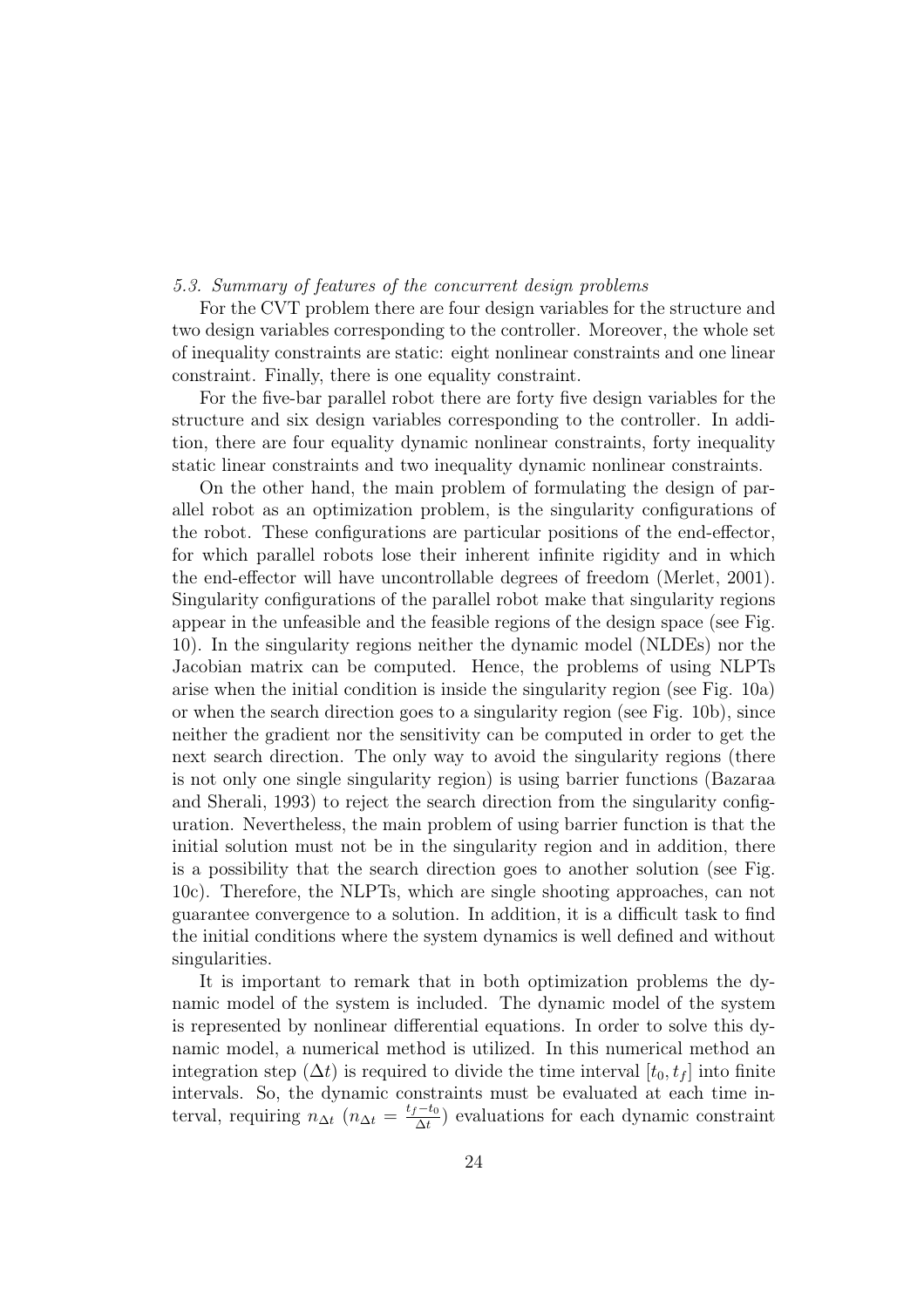### *5.3. Summary of features of the concurrent design problems*

For the CVT problem there are four design variables for the structure and two design variables corresponding to the controller. Moreover, the whole set of inequality constraints are static: eight nonlinear constraints and one linear constraint. Finally, there is one equality constraint.

For the five-bar parallel robot there are forty five design variables for the structure and six design variables corresponding to the controller. In addition, there are four equality dynamic nonlinear constraints, forty inequality static linear constraints and two inequality dynamic nonlinear constraints.

On the other hand, the main problem of formulating the design of parallel robot as an optimization problem, is the singularity configurations of the robot. These configurations are particular positions of the end-effector, for which parallel robots lose their inherent infinite rigidity and in which the end-effector will have uncontrollable degrees of freedom (Merlet, 2001). Singularity configurations of the parallel robot make that singularity regions appear in the unfeasible and the feasible regions of the design space (see Fig. 10). In the singularity regions neither the dynamic model (NLDEs) nor the Jacobian matrix can be computed. Hence, the problems of using NLPTs arise when the initial condition is inside the singularity region (see Fig. 10a) or when the search direction goes to a singularity region (see Fig. 10b), since neither the gradient nor the sensitivity can be computed in order to get the next search direction. The only way to avoid the singularity regions (there is not only one single singularity region) is using barrier functions (Bazaraa and Sherali, 1993) to reject the search direction from the singularity configuration. Nevertheless, the main problem of using barrier function is that the initial solution must not be in the singularity region and in addition, there is a possibility that the search direction goes to another solution (see Fig. 10c). Therefore, the NLPTs, which are single shooting approaches, can not guarantee convergence to a solution. In addition, it is a difficult task to find the initial conditions where the system dynamics is well defined and without singularities.

It is important to remark that in both optimization problems the dynamic model of the system is included. The dynamic model of the system is represented by nonlinear differential equations. In order to solve this dynamic model, a numerical method is utilized. In this numerical method an integration step ($\Delta t$) is required to divide the time interval $[t_0, t_f]$ into finite intervals. So, the dynamic constraints must be evaluated at each time interval, requiring $n_{\Delta t}$ ($n_{\Delta t} = \frac{t_f - t_0}{\Delta t}$) evaluations for each dynamic constraint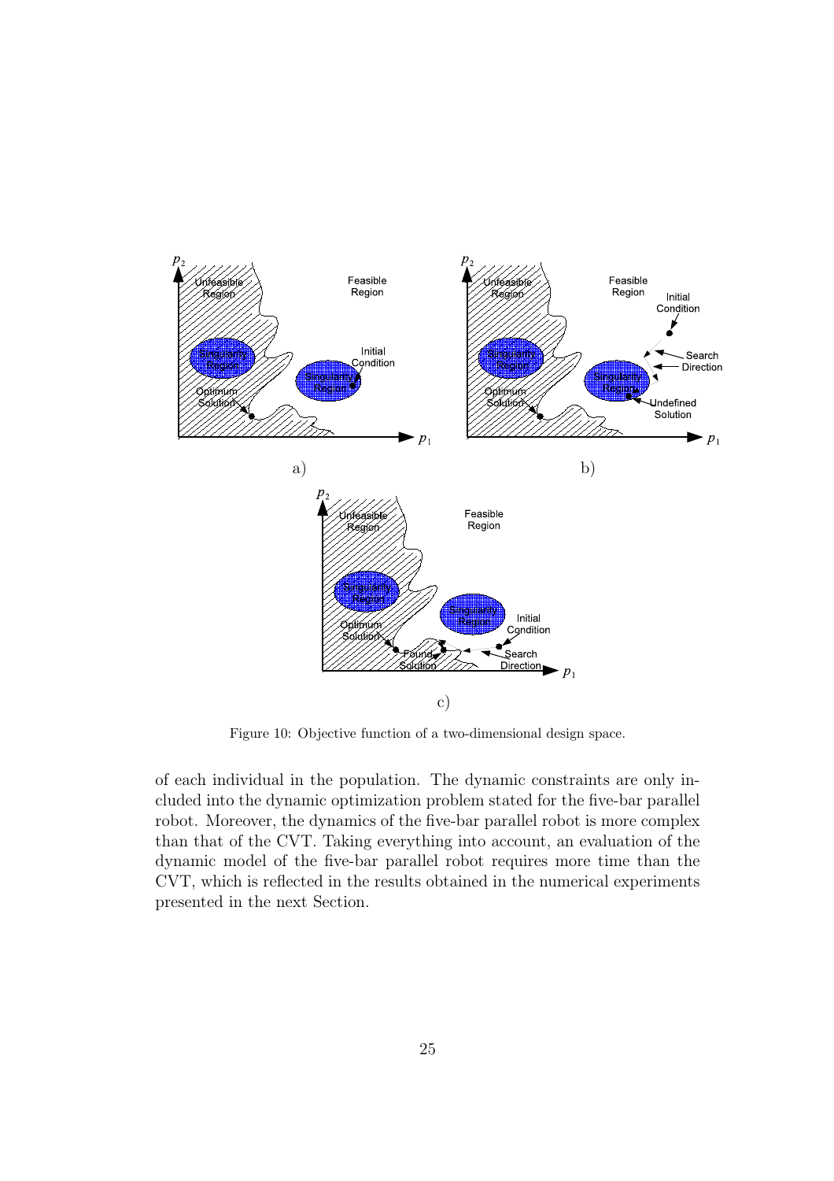Figure 10: Objective function of a two-dimensional design space.

of each individual in the population. The dynamic constraints are only included into the dynamic optimization problem stated for the five-bar parallel robot. Moreover, the dynamics of the five-bar parallel robot is more complex than that of the CVT. Taking everything into account, an evaluation of the dynamic model of the five-bar parallel robot requires more time than the CVT, which is reflected in the results obtained in the numerical experiments presented in the next Section.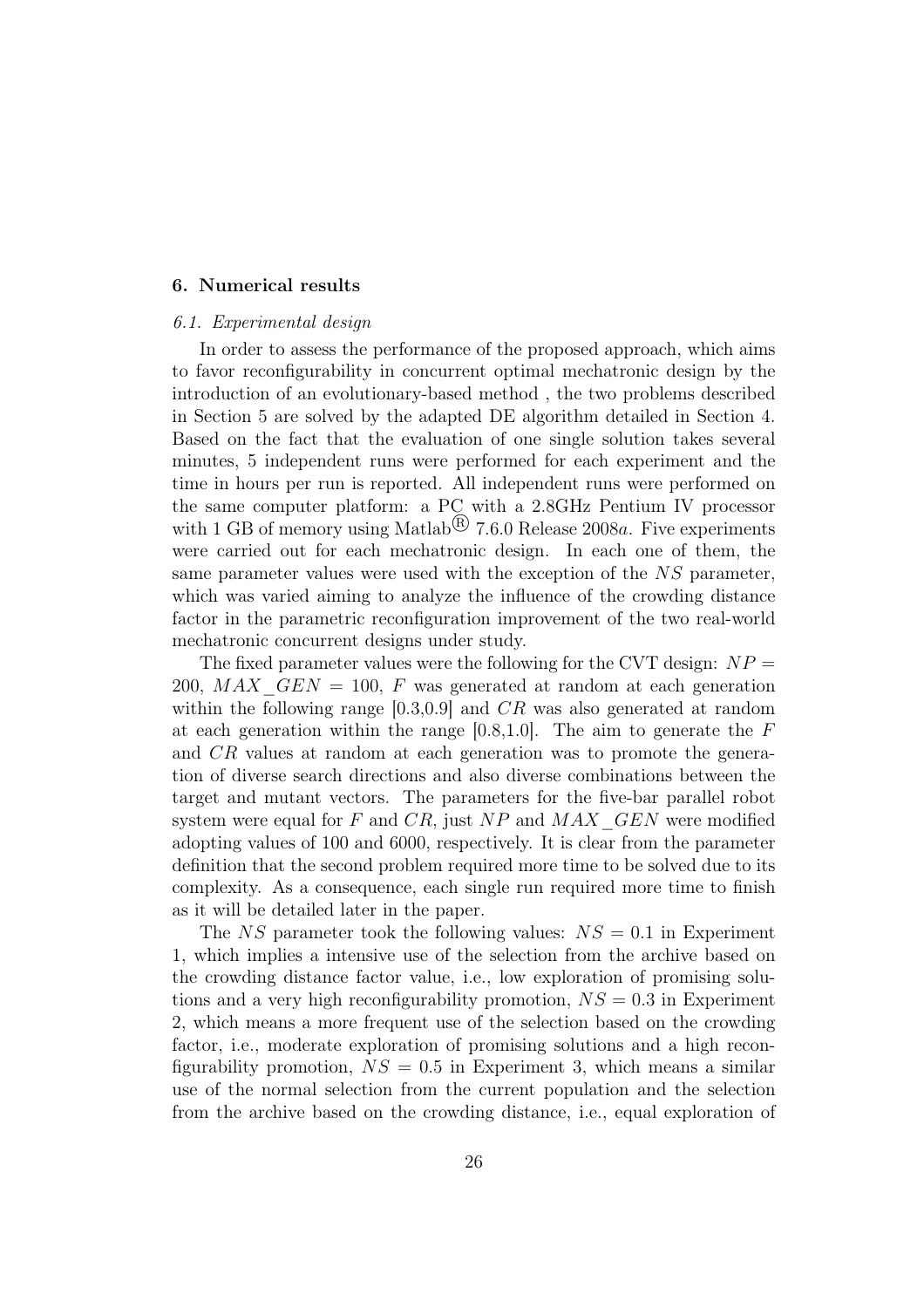## 6. Numerical results

### *6.1. Experimental design*

In order to assess the performance of the proposed approach, which aims to favor reconfigurability in concurrent optimal mechatronic design by the introduction of an evolutionary-based method , the two problems described in Section 5 are solved by the adapted DE algorithm detailed in Section 4. Based on the fact that the evaluation of one single solution takes several minutes, 5 independent runs were performed for each experiment and the time in hours per run is reported. All independent runs were performed on the same computer platform: a PC with a 2.8GHz Pentium IV processor with 1 GB of memory using Matlab® 7.6.0 Release 2008*a*. Five experiments were carried out for each mechatronic design. In each one of them, the same parameter values were used with the exception of the $NS$ parameter, which was varied aiming to analyze the influence of the crowding distance factor in the parametric reconfiguration improvement of the two real-world mechatronic concurrent designs under study.

The fixed parameter values were the following for the CVT design: $NP = 200$, $MAX\_GEN = 100$, $F$ was generated at random at each generation within the following range [0.3,0.9] and $CR$ was also generated at random at each generation within the range [0.8,1.0]. The aim to generate the $F$ and $CR$ values at random at each generation was to promote the generation of diverse search directions and also diverse combinations between the target and mutant vectors. The parameters for the five-bar parallel robot system were equal for $F$ and $CR$, just $NP$ and $MAX\_GEN$ were modified adopting values of 100 and 6000, respectively. It is clear from the parameter definition that the second problem required more time to be solved due to its complexity. As a consequence, each single run required more time to finish as it will be detailed later in the paper.

The $NS$ parameter took the following values: $NS = 0.1$ in Experiment 1, which implies a intensive use of the selection from the archive based on the crowding distance factor value, i.e., low exploration of promising solutions and a very high reconfigurability promotion, $NS = 0.3$ in Experiment 2, which means a more frequent use of the selection based on the crowding factor, i.e., moderate exploration of promising solutions and a high reconfigurability promotion, $NS = 0.5$ in Experiment 3, which means a similar use of the normal selection from the current population and the selection from the archive based on the crowding distance, i.e., equal exploration of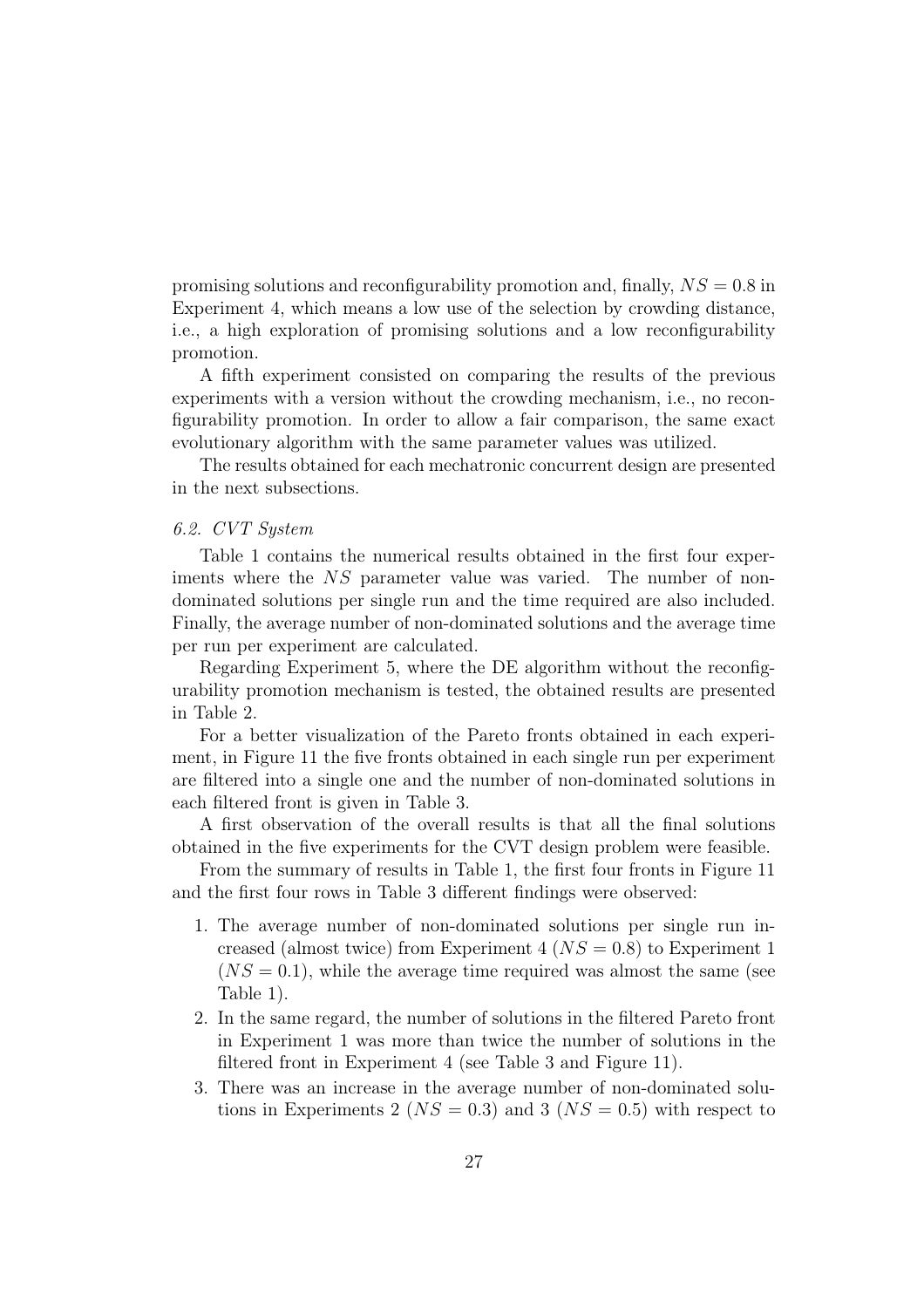promising solutions and reconfigurability promotion and, finally, $NS = 0.8$ in Experiment 4, which means a low use of the selection by crowding distance, i.e., a high exploration of promising solutions and a low reconfigurability promotion.

A fifth experiment consisted on comparing the results of the previous experiments with a version without the crowding mechanism, i.e., no reconfigurability promotion. In order to allow a fair comparison, the same exact evolutionary algorithm with the same parameter values was utilized.

The results obtained for each mechatronic concurrent design are presented in the next subsections.

### *6.2. CVT System*

Table 1 contains the numerical results obtained in the first four experiments where the $NS$ parameter value was varied. The number of non-dominated solutions per single run and the time required are also included. Finally, the average number of non-dominated solutions and the average time per run per experiment are calculated.

Regarding Experiment 5, where the DE algorithm without the reconfigurability promotion mechanism is tested, the obtained results are presented in Table 2.

For a better visualization of the Pareto fronts obtained in each experiment, in Figure 11 the five fronts obtained in each single run per experiment are filtered into a single one and the number of non-dominated solutions in each filtered front is given in Table 3.

A first observation of the overall results is that all the final solutions obtained in the five experiments for the CVT design problem were feasible.

From the summary of results in Table 1, the first four fronts in Figure 11 and the first four rows in Table 3 different findings were observed:

1. The average number of non-dominated solutions per single run increased (almost twice) from Experiment 4 ($NS = 0.8$) to Experiment 1 ($NS = 0.1$), while the average time required was almost the same (see Table 1).
2. In the same regard, the number of solutions in the filtered Pareto front in Experiment 1 was more than twice the number of solutions in the filtered front in Experiment 4 (see Table 3 and Figure 11).
3. There was an increase in the average number of non-dominated solutions in Experiments 2 ($NS = 0.3$) and 3 ($NS = 0.5$) with respect to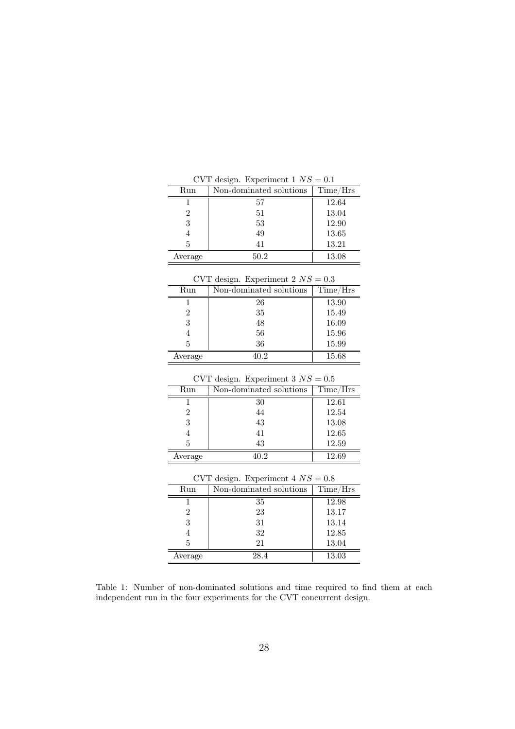CVT design. Experiment 1 $NS = 0.1$

| Run | Non-dominated solutions | Time/Hrs |
|---|---|---|
| 1 | 57 | 12.64 |
| 2 | 51 | 13.04 |
| 3 | 53 | 12.90 |
| 4 | 49 | 13.65 |
| 5 | 41 | 13.21 |
| Average | 50.2 | 13.08 |

CVT design. Experiment 2 $NS = 0.3$

| Run | Non-dominated solutions | Time/Hrs |
|---|---|---|
| 1 | 26 | 13.90 |
| 2 | 35 | 15.49 |
| 3 | 48 | 16.09 |
| 4 | 56 | 15.96 |
| 5 | 36 | 15.99 |
| Average | 40.2 | 15.68 |

CVT design. Experiment 3 $NS = 0.5$

| Run | Non-dominated solutions | Time/Hrs |
|---|---|---|
| 1 | 30 | 12.61 |
| 2 | 44 | 12.54 |
| 3 | 43 | 13.08 |
| 4 | 41 | 12.65 |
| 5 | 43 | 12.59 |
| Average | 40.2 | 12.69 |

CVT design. Experiment 4 $NS = 0.8$

| Run | Non-dominated solutions | Time/Hrs |
|---|---|---|
| 1 | 35 | 12.98 |
| 2 | 23 | 13.17 |
| 3 | 31 | 13.14 |
| 4 | 32 | 12.85 |
| 5 | 21 | 13.04 |
| Average | 28.4 | 13.03 |

Table 1: Number of non-dominated solutions and time required to find them at each independent run in the four experiments for the CVT concurrent design.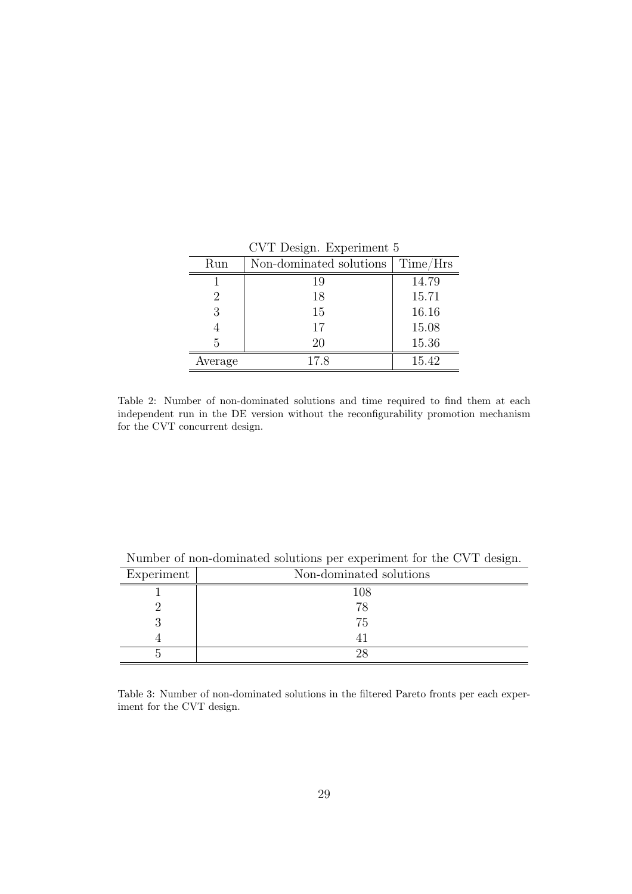CVT Design. Experiment 5

| Run | Non-dominated solutions | Time/Hrs |
| --- | --- | --- |
| 1 | 19 | 14.79 |
| 2 | 18 | 15.71 |
| 3 | 15 | 16.16 |
| 4 | 17 | 15.08 |
| 5 | 20 | 15.36 |
| Average | 17.8 | 15.42 |

Table 2: Number of non-dominated solutions and time required to find them at each independent run in the DE version without the reconfigurability promotion mechanism for the CVT concurrent design.

Number of non-dominated solutions per experiment for the CVT design.

| Experiment | Non-dominated solutions |
| --- | --- |
| 1 | 108 |
| 2 | 78 |
| 3 | 75 |
| 4 | 41 |
| 5 | 28 |

Table 3: Number of non-dominated solutions in the filtered Pareto fronts per each experiment for the CVT design.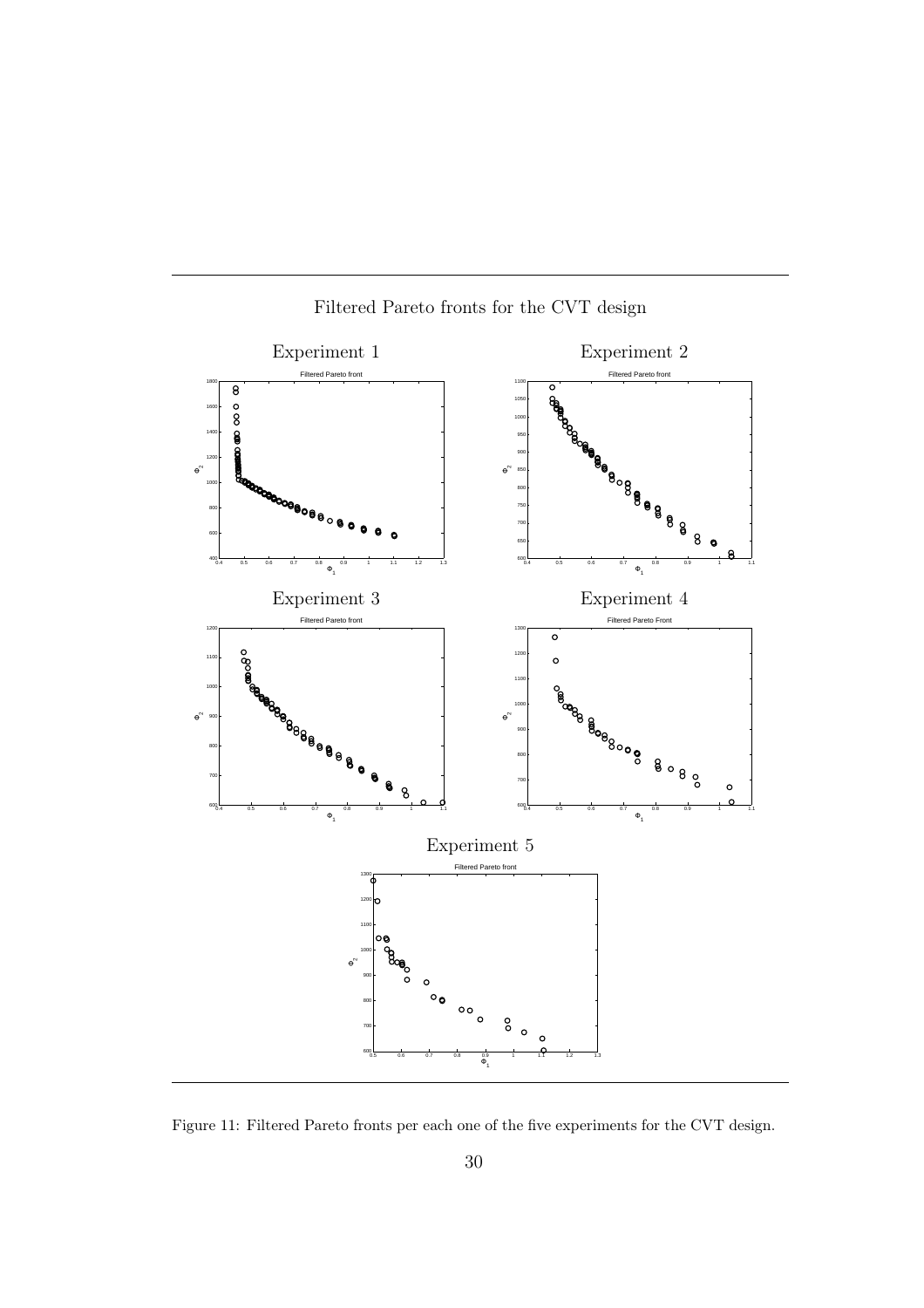Filtered Pareto fronts for the CVT design

Experiment 1

Experiment 2

Experiment 3

Experiment 4

Experiment 5

Figure 11: Filtered Pareto fronts per each one of the five experiments for the CVT design.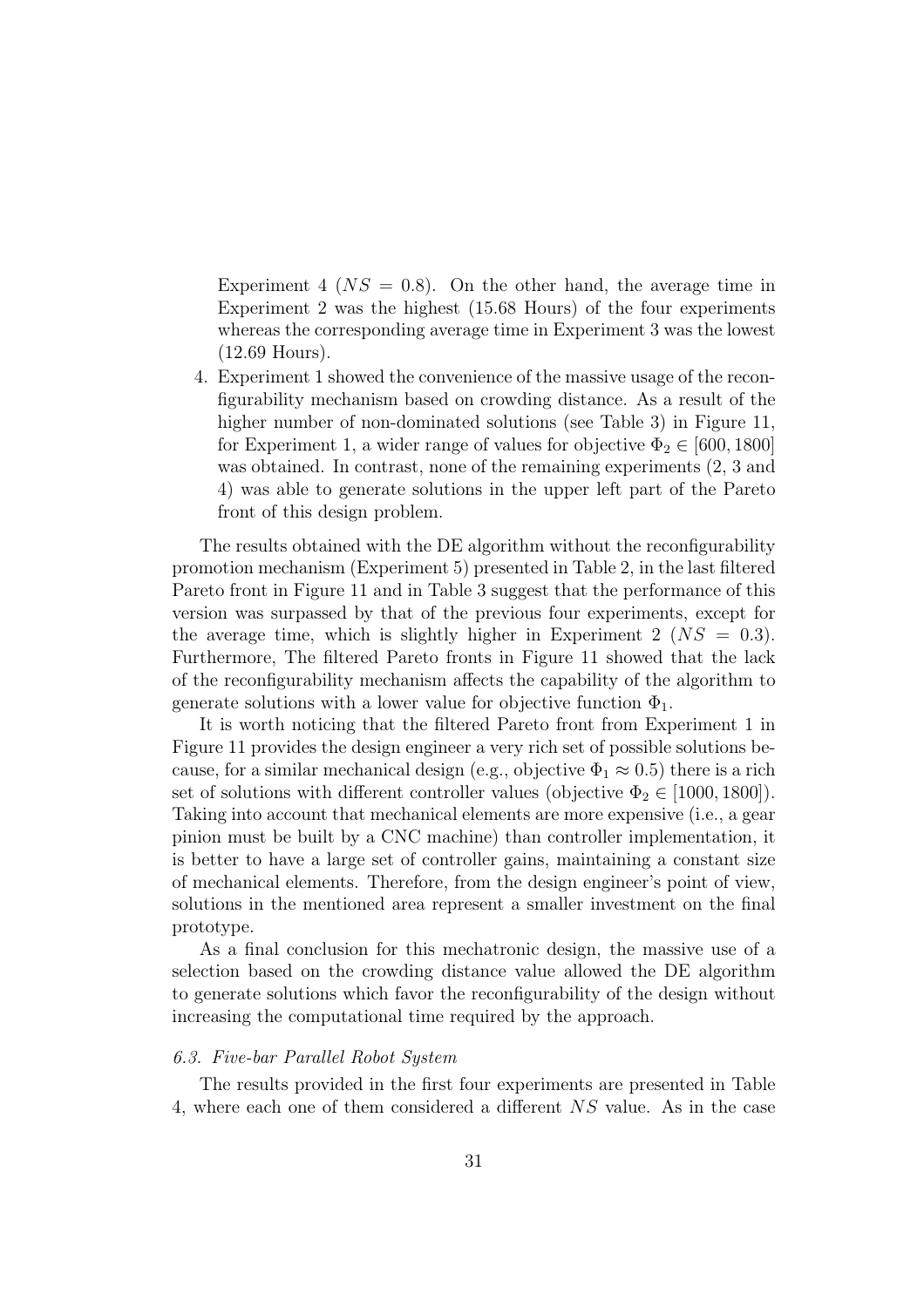Experiment 4 ($NS = 0.8$). On the other hand, the average time in Experiment 2 was the highest (15.68 Hours) of the four experiments whereas the corresponding average time in Experiment 3 was the lowest (12.69 Hours).

4. Experiment 1 showed the convenience of the massive usage of the reconfigurability mechanism based on crowding distance. As a result of the higher number of non-dominated solutions (see Table 3) in Figure 11, for Experiment 1, a wider range of values for objective $\Phi_2 \in [600, 1800]$ was obtained. In contrast, none of the remaining experiments (2, 3 and 4) was able to generate solutions in the upper left part of the Pareto front of this design problem.

The results obtained with the DE algorithm without the reconfigurability promotion mechanism (Experiment 5) presented in Table 2, in the last filtered Pareto front in Figure 11 and in Table 3 suggest that the performance of this version was surpassed by that of the previous four experiments, except for the average time, which is slightly higher in Experiment 2 ($NS = 0.3$). Furthermore, The filtered Pareto fronts in Figure 11 showed that the lack of the reconfigurability mechanism affects the capability of the algorithm to generate solutions with a lower value for objective function $\Phi_1$.

It is worth noticing that the filtered Pareto front from Experiment 1 in Figure 11 provides the design engineer a very rich set of possible solutions because, for a similar mechanical design (e.g., objective $\Phi_1 \approx 0.5$) there is a rich set of solutions with different controller values (objective $\Phi_2 \in [1000, 1800]$). Taking into account that mechanical elements are more expensive (i.e., a gear pinion must be built by a CNC machine) than controller implementation, it is better to have a large set of controller gains, maintaining a constant size of mechanical elements. Therefore, from the design engineer's point of view, solutions in the mentioned area represent a smaller investment on the final prototype.

As a final conclusion for this mechatronic design, the massive use of a selection based on the crowding distance value allowed the DE algorithm to generate solutions which favor the reconfigurability of the design without increasing the computational time required by the approach.

### *6.3. Five-bar Parallel Robot System*

The results provided in the first four experiments are presented in Table 4, where each one of them considered a different $NS$ value. As in the case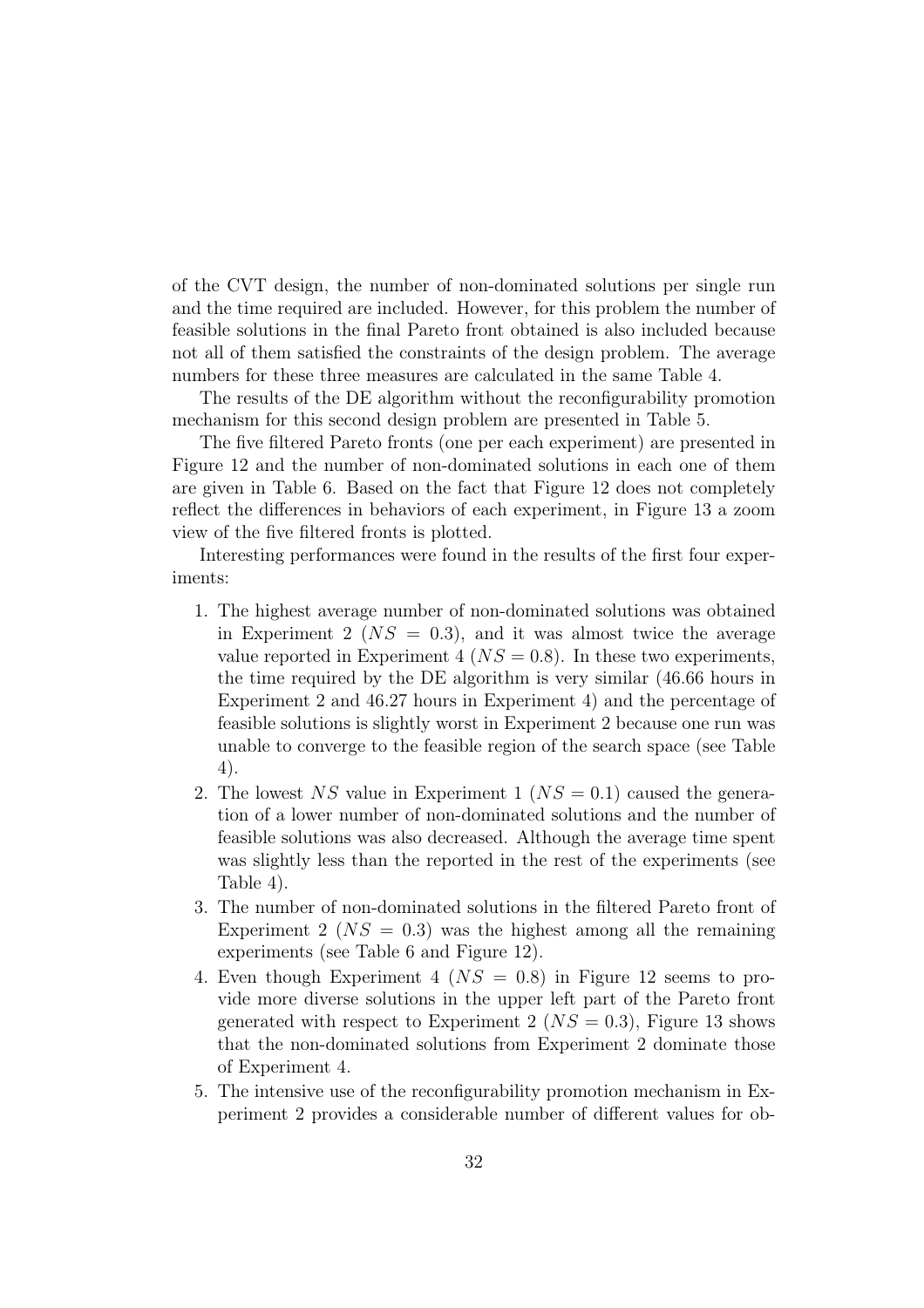of the CVT design, the number of non-dominated solutions per single run and the time required are included. However, for this problem the number of feasible solutions in the final Pareto front obtained is also included because not all of them satisfied the constraints of the design problem. The average numbers for these three measures are calculated in the same Table 4.

The results of the DE algorithm without the reconfigurability promotion mechanism for this second design problem are presented in Table 5.

The five filtered Pareto fronts (one per each experiment) are presented in Figure 12 and the number of non-dominated solutions in each one of them are given in Table 6. Based on the fact that Figure 12 does not completely reflect the differences in behaviors of each experiment, in Figure 13 a zoom view of the five filtered fronts is plotted.

Interesting performances were found in the results of the first four experiments:

1. The highest average number of non-dominated solutions was obtained in Experiment 2 ($NS = 0.3$), and it was almost twice the average value reported in Experiment 4 ($NS = 0.8$). In these two experiments, the time required by the DE algorithm is very similar (46.66 hours in Experiment 2 and 46.27 hours in Experiment 4) and the percentage of feasible solutions is slightly worst in Experiment 2 because one run was unable to converge to the feasible region of the search space (see Table 4).
2. The lowest $NS$ value in Experiment 1 ($NS = 0.1$) caused the generation of a lower number of non-dominated solutions and the number of feasible solutions was also decreased. Although the average time spent was slightly less than the reported in the rest of the experiments (see Table 4).
3. The number of non-dominated solutions in the filtered Pareto front of Experiment 2 ($NS = 0.3$) was the highest among all the remaining experiments (see Table 6 and Figure 12).
4. Even though Experiment 4 ($NS = 0.8$) in Figure 12 seems to provide more diverse solutions in the upper left part of the Pareto front generated with respect to Experiment 2 ($NS = 0.3$), Figure 13 shows that the non-dominated solutions from Experiment 2 dominate those of Experiment 4.
5. The intensive use of the reconfigurability promotion mechanism in Experiment 2 provides a considerable number of different values for ob-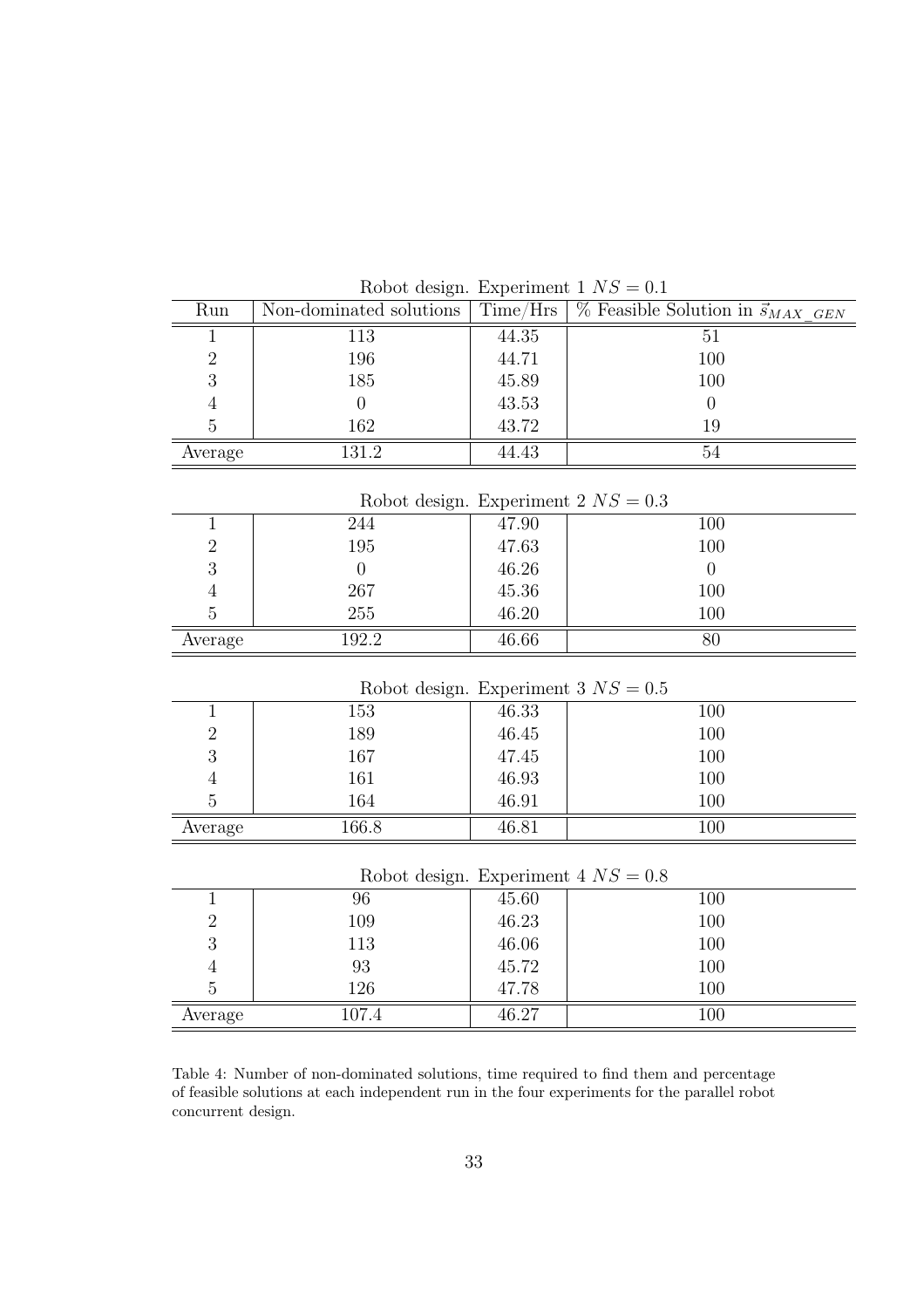Robot design. Experiment 1 $NS = 0.1$

| Run | Non-dominated solutions | Time/Hrs | % Feasible Solution in $\vec{s}_{MAX\_GEN}$ |
|---|---|---|---|
| 1 | 113 | 44.35 | 51 |
| 2 | 196 | 44.71 | 100 |
| 3 | 185 | 45.89 | 100 |
| 4 | 0 | 43.53 | 0 |
| 5 | 162 | 43.72 | 19 |
| Average | 131.2 | 44.43 | 54 |

Robot design. Experiment 2 $NS = 0.3$

| Run | Non-dominated solutions | Time/Hrs | % Feasible Solution in $\vec{s}_{MAX\_GEN}$ |
|---|---|---|---|
| 1 | 244 | 47.90 | 100 |
| 2 | 195 | 47.63 | 100 |
| 3 | 0 | 46.26 | 0 |
| 4 | 267 | 45.36 | 100 |
| 5 | 255 | 46.20 | 100 |
| Average | 192.2 | 46.66 | 80 |

Robot design. Experiment 3 $NS = 0.5$

| Run | Non-dominated solutions | Time/Hrs | % Feasible Solution in $\vec{s}_{MAX\_GEN}$ |
|---|---|---|---|
| 1 | 153 | 46.33 | 100 |
| 2 | 189 | 46.45 | 100 |
| 3 | 167 | 47.45 | 100 |
| 4 | 161 | 46.93 | 100 |
| 5 | 164 | 46.91 | 100 |
| Average | 166.8 | 46.81 | 100 |

Robot design. Experiment 4 $NS = 0.8$

| Run | Non-dominated solutions | Time/Hrs | % Feasible Solution in $\vec{s}_{MAX\_GEN}$ |
|---|---|---|---|
| 1 | 96 | 45.60 | 100 |
| 2 | 109 | 46.23 | 100 |
| 3 | 113 | 46.06 | 100 |
| 4 | 93 | 45.72 | 100 |
| 5 | 126 | 47.78 | 100 |
| Average | 107.4 | 46.27 | 100 |

Table 4: Number of non-dominated solutions, time required to find them and percentage of feasible solutions at each independent run in the four experiments for the parallel robot concurrent design.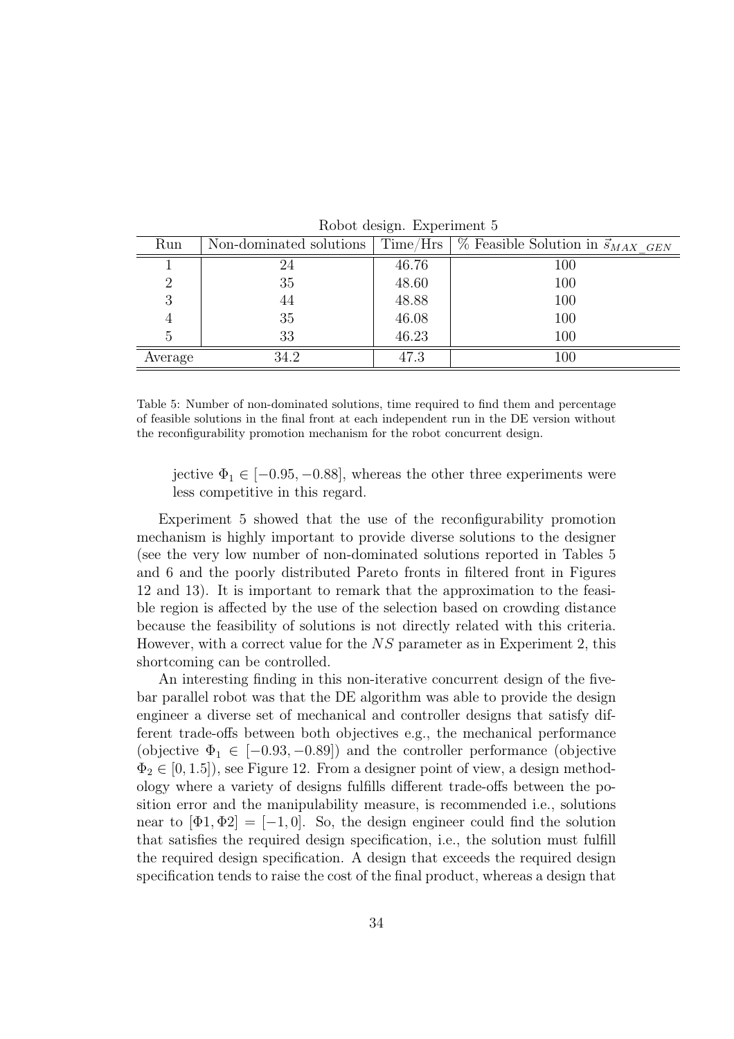Robot design. Experiment 5

| Run | Non-dominated solutions | Time/Hrs | % Feasible Solution in $\vec{s}_{MAX\_GEN}$ |
|---|---|---|---|
| 1 | 24 | 46.76 | 100 |
| 2 | 35 | 48.60 | 100 |
| 3 | 44 | 48.88 | 100 |
| 4 | 35 | 46.08 | 100 |
| 5 | 33 | 46.23 | 100 |
| Average | 34.2 | 47.3 | 100 |

Table 5: Number of non-dominated solutions, time required to find them and percentage of feasible solutions in the final front at each independent run in the DE version without the reconfigurability promotion mechanism for the robot concurrent design.

jective $\Phi_1 \in [-0.95, -0.88]$, whereas the other three experiments were less competitive in this regard.

Experiment 5 showed that the use of the reconfigurability promotion mechanism is highly important to provide diverse solutions to the designer (see the very low number of non-dominated solutions reported in Tables 5 and 6 and the poorly distributed Pareto fronts in filtered front in Figures 12 and 13). It is important to remark that the approximation to the feasible region is affected by the use of the selection based on crowding distance because the feasibility of solutions is not directly related with this criteria. However, with a correct value for the $NS$ parameter as in Experiment 2, this shortcoming can be controlled.

An interesting finding in this non-iterative concurrent design of the five-bar parallel robot was that the DE algorithm was able to provide the design engineer a diverse set of mechanical and controller designs that satisfy different trade-offs between both objectives e.g., the mechanical performance (objective $\Phi_1 \in [-0.93, -0.89]$) and the controller performance (objective $\Phi_2 \in [0, 1.5]$), see Figure 12. From a designer point of view, a design methodology where a variety of designs fulfills different trade-offs between the position error and the manipulability measure, is recommended i.e., solutions near to $[\Phi 1, \Phi 2] = [-1, 0]$. So, the design engineer could find the solution that satisfies the required design specification, i.e., the solution must fulfill the required design specification. A design that exceeds the required design specification tends to raise the cost of the final product, whereas a design that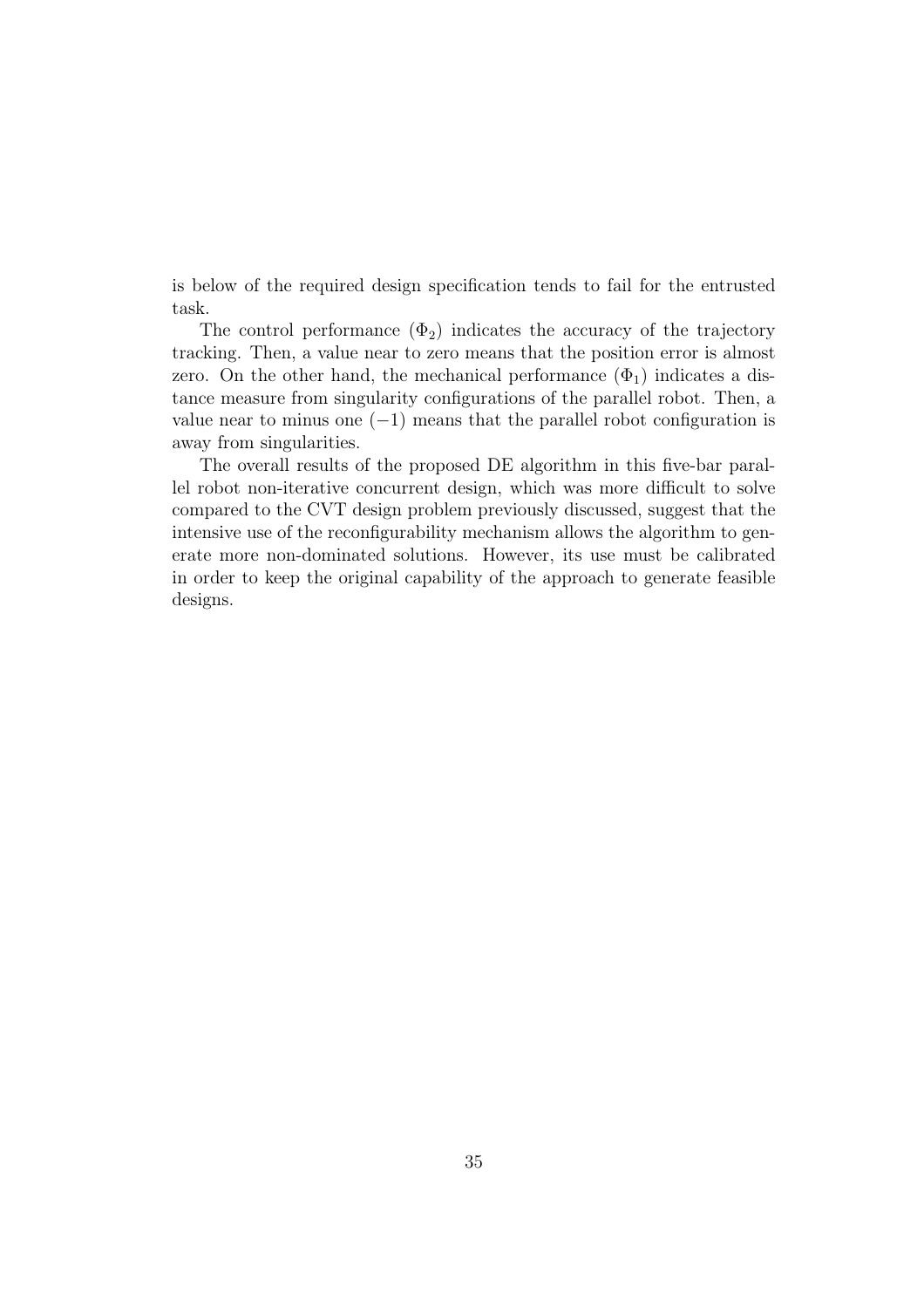is below of the required design specification tends to fail for the entrusted task.

The control performance ($\Phi_2$) indicates the accuracy of the trajectory tracking. Then, a value near to zero means that the position error is almost zero. On the other hand, the mechanical performance ($\Phi_1$) indicates a distance measure from singularity configurations of the parallel robot. Then, a value near to minus one ($-1$) means that the parallel robot configuration is away from singularities.

The overall results of the proposed DE algorithm in this five-bar parallel robot non-iterative concurrent design, which was more difficult to solve compared to the CVT design problem previously discussed, suggest that the intensive use of the reconfigurability mechanism allows the algorithm to generate more non-dominated solutions. However, its use must be calibrated in order to keep the original capability of the approach to generate feasible designs.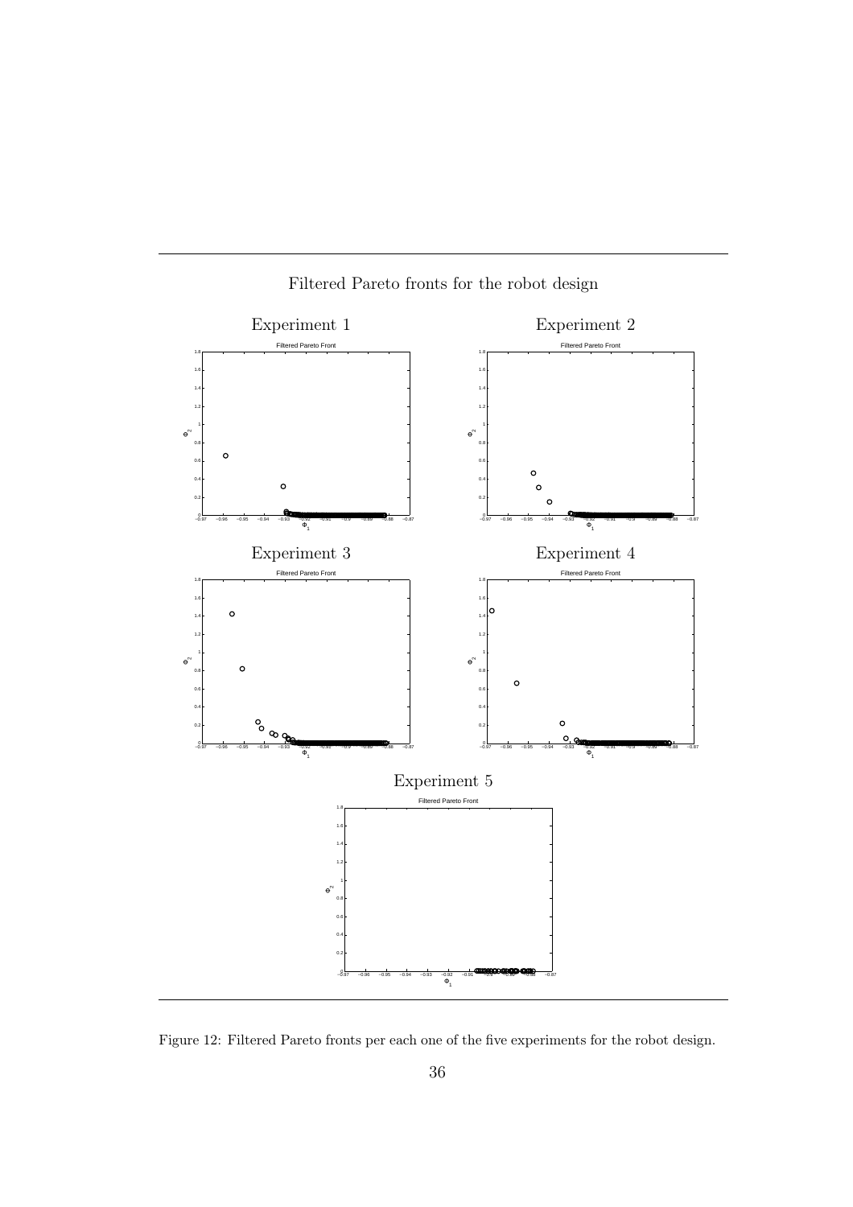Filtered Pareto fronts for the robot design

Experiment 1

Experiment 2

Experiment 3

Experiment 4

Experiment 5

Figure 12: Filtered Pareto fronts per each one of the five experiments for the robot design.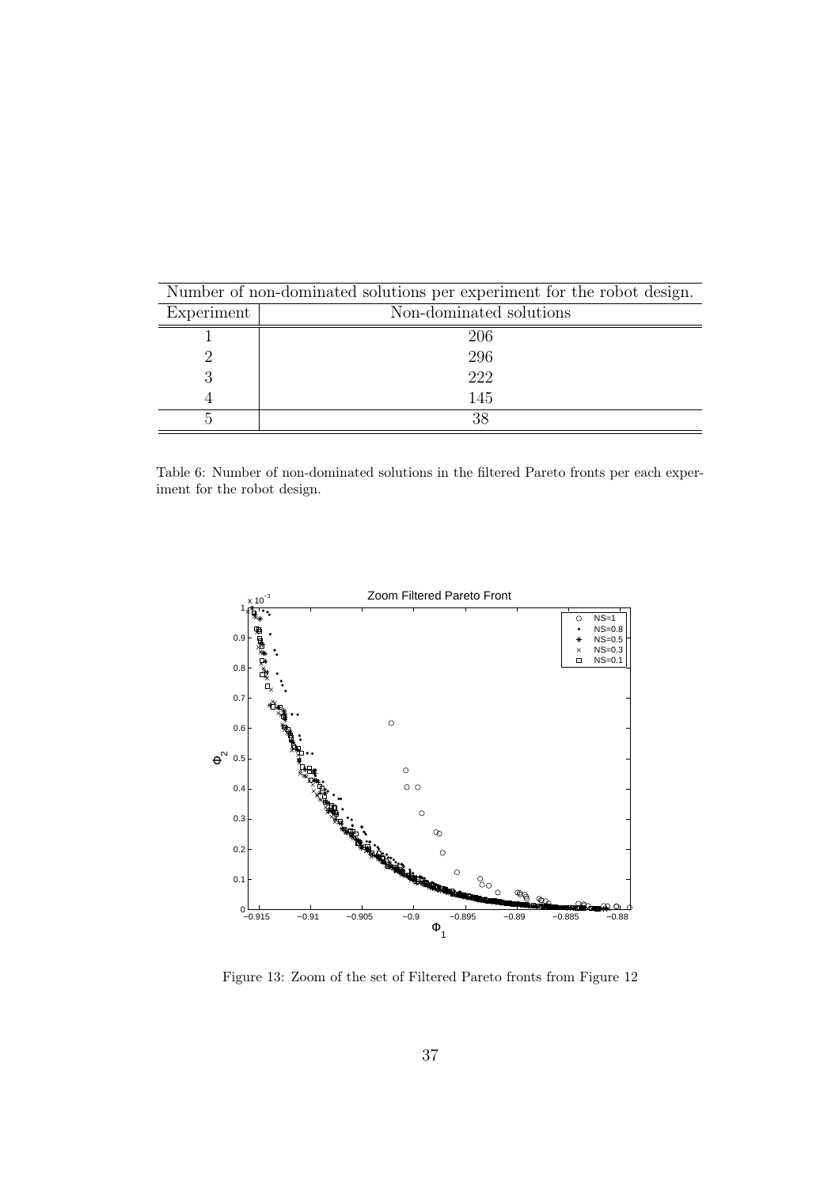| Number of non-dominated solutions per experiment for the robot design. | |
|---|---|
| Experiment | Non-dominated solutions |
| 1 | 206 |
| 2 | 296 |
| 3 | 222 |
| 4 | 145 |
| 5 | 38 |

Table 6: Number of non-dominated solutions in the filtered Pareto fronts per each experiment for the robot design.

Figure 13: Zoom of the set of Filtered Pareto fronts from Figure 12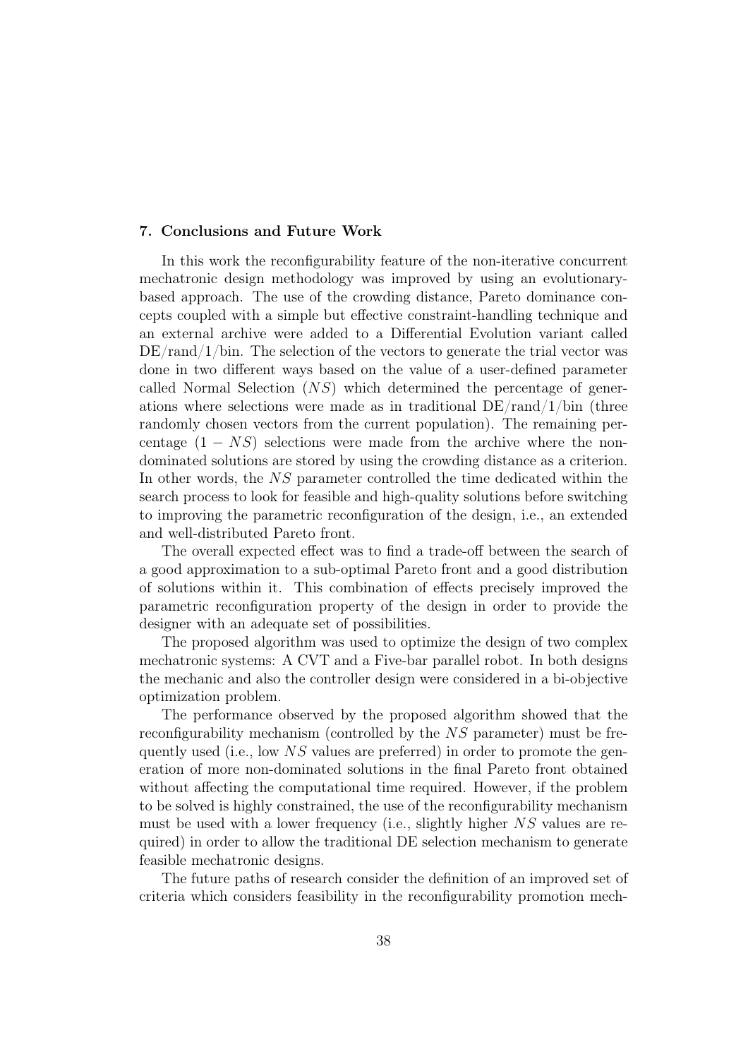## 7. Conclusions and Future Work

In this work the reconfigurability feature of the non-iterative concurrent mechatronic design methodology was improved by using an evolutionary-based approach. The use of the crowding distance, Pareto dominance concepts coupled with a simple but effective constraint-handling technique and an external archive were added to a Differential Evolution variant called DE/rand/1/bin. The selection of the vectors to generate the trial vector was done in two different ways based on the value of a user-defined parameter called Normal Selection ($NS$) which determined the percentage of generations where selections were made as in traditional DE/rand/1/bin (three randomly chosen vectors from the current population). The remaining percentage $(1 - NS)$ selections were made from the archive where the non-dominated solutions are stored by using the crowding distance as a criterion. In other words, the $NS$ parameter controlled the time dedicated within the search process to look for feasible and high-quality solutions before switching to improving the parametric reconfiguration of the design, i.e., an extended and well-distributed Pareto front.

The overall expected effect was to find a trade-off between the search of a good approximation to a sub-optimal Pareto front and a good distribution of solutions within it. This combination of effects precisely improved the parametric reconfiguration property of the design in order to provide the designer with an adequate set of possibilities.

The proposed algorithm was used to optimize the design of two complex mechatronic systems: A CVT and a Five-bar parallel robot. In both designs the mechanic and also the controller design were considered in a bi-objective optimization problem.

The performance observed by the proposed algorithm showed that the reconfigurability mechanism (controlled by the $NS$ parameter) must be frequently used (i.e., low $NS$ values are preferred) in order to promote the generation of more non-dominated solutions in the final Pareto front obtained without affecting the computational time required. However, if the problem to be solved is highly constrained, the use of the reconfigurability mechanism must be used with a lower frequency (i.e., slightly higher $NS$ values are required) in order to allow the traditional DE selection mechanism to generate feasible mechatronic designs.

The future paths of research consider the definition of an improved set of criteria which considers feasibility in the reconfigurability promotion mech-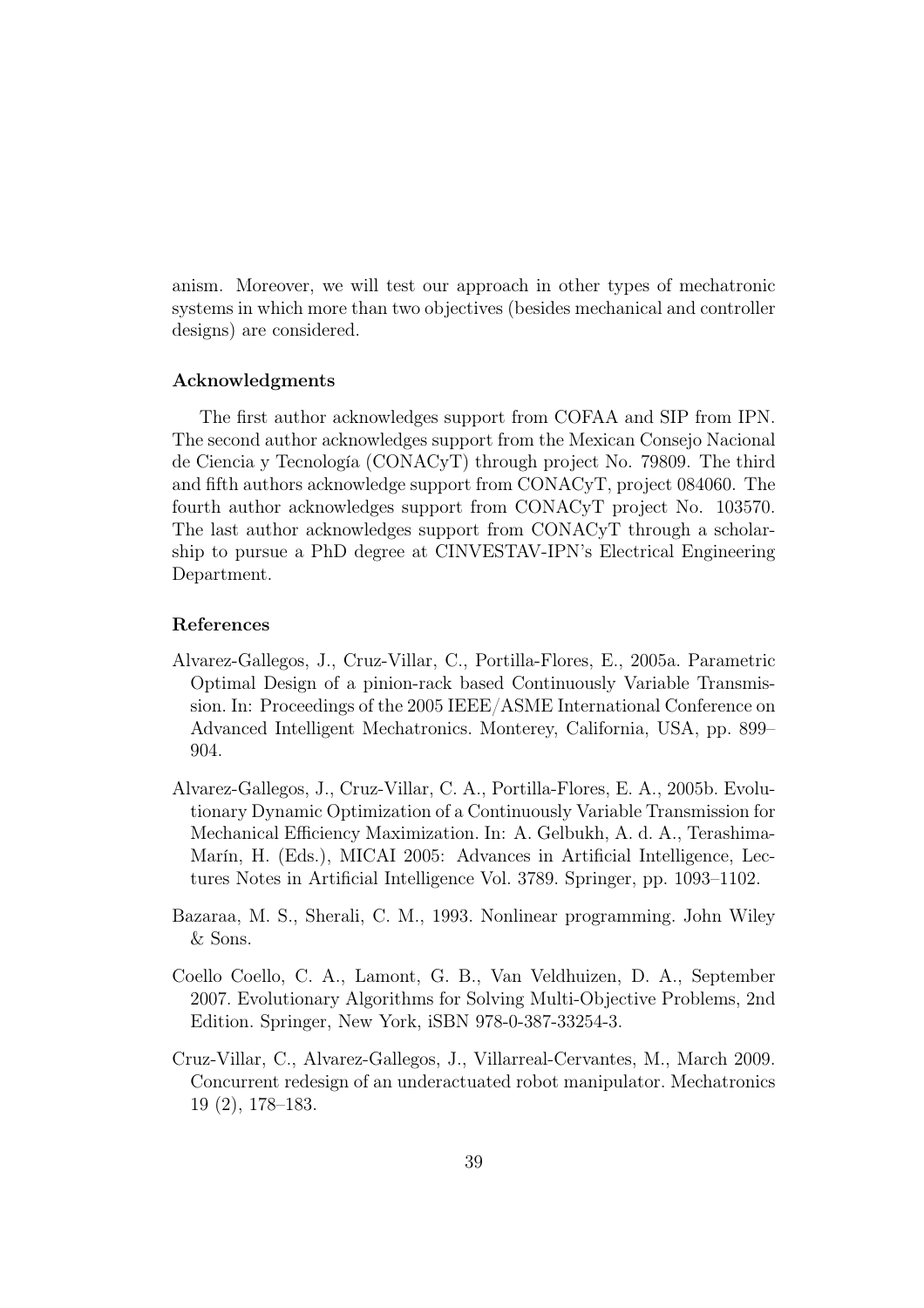anism. Moreover, we will test our approach in other types of mechatronic systems in which more than two objectives (besides mechanical and controller designs) are considered.

### Acknowledgments

The first author acknowledges support from COFAA and SIP from IPN. The second author acknowledges support from the Mexican Consejo Nacional de Ciencia y Tecnología (CONACyT) through project No. 79809. The third and fifth authors acknowledge support from CONACyT, project 084060. The fourth author acknowledges support from CONACyT project No. 103570. The last author acknowledges support from CONACyT through a scholarship to pursue a PhD degree at CINVESTAV-IPN's Electrical Engineering Department.

### References

Alvarez-Gallegos, J., Cruz-Villar, C., Portilla-Flores, E., 2005a. Parametric Optimal Design of a pinion-rack based Continuously Variable Transmission. In: Proceedings of the 2005 IEEE/ASME International Conference on Advanced Intelligent Mechatronics. Monterey, California, USA, pp. 899–904.

Alvarez-Gallegos, J., Cruz-Villar, C. A., Portilla-Flores, E. A., 2005b. Evolutionary Dynamic Optimization of a Continuously Variable Transmission for Mechanical Efficiency Maximization. In: A. Gelbukh, A. d. A., Terashima-Marín, H. (Eds.), MICAI 2005: Advances in Artificial Intelligence, Lectures Notes in Artificial Intelligence Vol. 3789. Springer, pp. 1093–1102.

Bazaraa, M. S., Sherali, C. M., 1993. Nonlinear programming. John Wiley & Sons.

Coello Coello, C. A., Lamont, G. B., Van Veldhuizen, D. A., September 2007. Evolutionary Algorithms for Solving Multi-Objective Problems, 2nd Edition. Springer, New York, iSBN 978-0-387-33254-3.

Cruz-Villar, C., Alvarez-Gallegos, J., Villarreal-Cervantes, M., March 2009. Concurrent redesign of an underactuated robot manipulator. Mechatronics 19 (2), 178–183.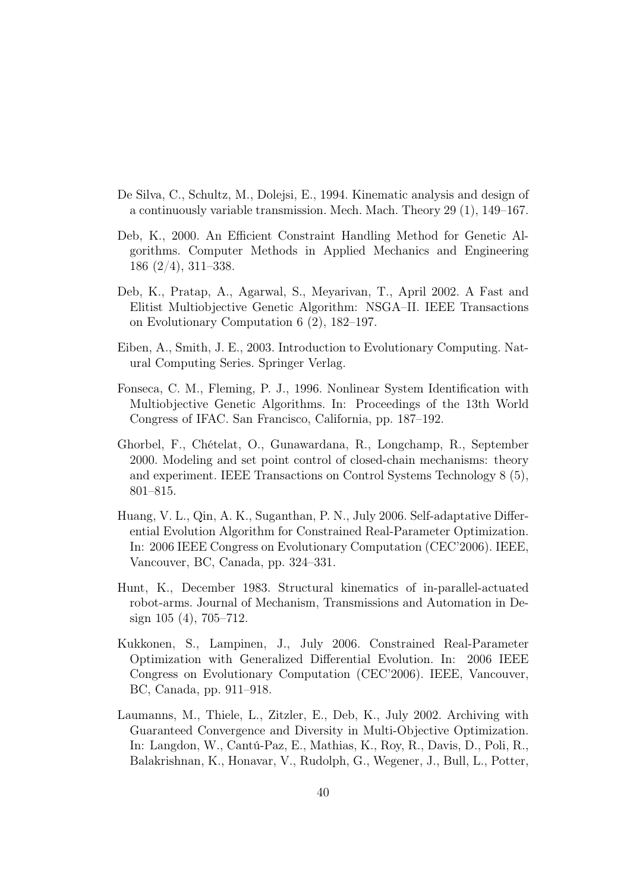De Silva, C., Schultz, M., Dolejsi, E., 1994. Kinematic analysis and design of a continuously variable transmission. Mech. Mach. Theory 29 (1), 149–167.

Deb, K., 2000. An Efficient Constraint Handling Method for Genetic Algorithms. Computer Methods in Applied Mechanics and Engineering 186 (2/4), 311–338.

Deb, K., Pratap, A., Agarwal, S., Meyarivan, T., April 2002. A Fast and Elitist Multiobjective Genetic Algorithm: NSGA–II. IEEE Transactions on Evolutionary Computation 6 (2), 182–197.

Eiben, A., Smith, J. E., 2003. Introduction to Evolutionary Computing. Natural Computing Series. Springer Verlag.

Fonseca, C. M., Fleming, P. J., 1996. Nonlinear System Identification with Multiobjective Genetic Algorithms. In: Proceedings of the 13th World Congress of IFAC. San Francisco, California, pp. 187–192.

Ghorbel, F., Chételat, O., Gunawardana, R., Longchamp, R., September 2000. Modeling and set point control of closed-chain mechanisms: theory and experiment. IEEE Transactions on Control Systems Technology 8 (5), 801–815.

Huang, V. L., Qin, A. K., Suganthan, P. N., July 2006. Self-adaptative Differential Evolution Algorithm for Constrained Real-Parameter Optimization. In: 2006 IEEE Congress on Evolutionary Computation (CEC'2006). IEEE, Vancouver, BC, Canada, pp. 324–331.

Hunt, K., December 1983. Structural kinematics of in-parallel-actuated robot-arms. Journal of Mechanism, Transmissions and Automation in Design 105 (4), 705–712.

Kukkonen, S., Lampinen, J., July 2006. Constrained Real-Parameter Optimization with Generalized Differential Evolution. In: 2006 IEEE Congress on Evolutionary Computation (CEC'2006). IEEE, Vancouver, BC, Canada, pp. 911–918.

Laumanns, M., Thiele, L., Zitzler, E., Deb, K., July 2002. Archiving with Guaranteed Convergence and Diversity in Multi-Objective Optimization. In: Langdon, W., Cantú-Paz, E., Mathias, K., Roy, R., Davis, D., Poli, R., Balakrishnan, K., Honavar, V., Rudolph, G., Wegener, J., Bull, L., Potter,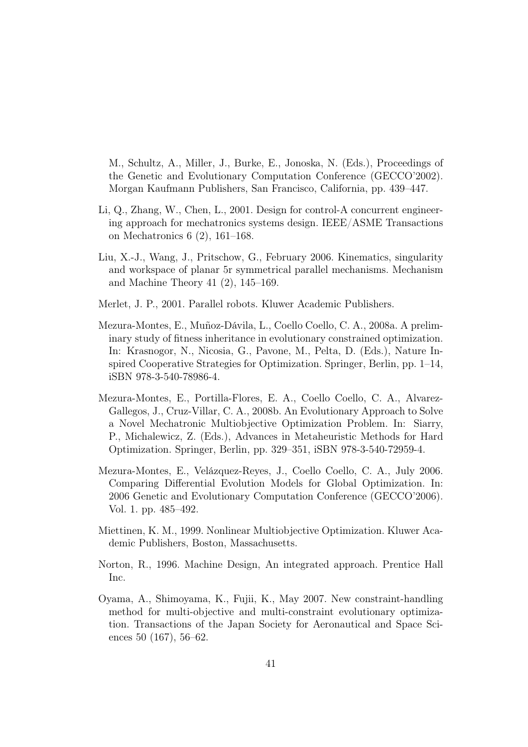M., Schultz, A., Miller, J., Burke, E., Jonoska, N. (Eds.), Proceedings of the Genetic and Evolutionary Computation Conference (GECCO'2002). Morgan Kaufmann Publishers, San Francisco, California, pp. 439–447.

Li, Q., Zhang, W., Chen, L., 2001. Design for control-A concurrent engineering approach for mechatronics systems design. IEEE/ASME Transactions on Mechatronics 6 (2), 161–168.

Liu, X.-J., Wang, J., Pritschow, G., February 2006. Kinematics, singularity and workspace of planar 5r symmetrical parallel mechanisms. Mechanism and Machine Theory 41 (2), 145–169.

Merlet, J. P., 2001. Parallel robots. Kluwer Academic Publishers.

Mezura-Montes, E., Muñoz-Dávila, L., Coello Coello, C. A., 2008a. A preliminary study of fitness inheritance in evolutionary constrained optimization. In: Krasnogor, N., Nicosia, G., Pavone, M., Pelta, D. (Eds.), Nature Inspired Cooperative Strategies for Optimization. Springer, Berlin, pp. 1–14, iSBN 978-3-540-78986-4.

Mezura-Montes, E., Portilla-Flores, E. A., Coello Coello, C. A., Alvarez-Gallegos, J., Cruz-Villar, C. A., 2008b. An Evolutionary Approach to Solve a Novel Mechatronic Multiobjective Optimization Problem. In: Siarry, P., Michalewicz, Z. (Eds.), Advances in Metaheuristic Methods for Hard Optimization. Springer, Berlin, pp. 329–351, iSBN 978-3-540-72959-4.

Mezura-Montes, E., Velázquez-Reyes, J., Coello Coello, C. A., July 2006. Comparing Differential Evolution Models for Global Optimization. In: 2006 Genetic and Evolutionary Computation Conference (GECCO'2006). Vol. 1. pp. 485–492.

Miettinen, K. M., 1999. Nonlinear Multiobjective Optimization. Kluwer Academic Publishers, Boston, Massachusetts.

Norton, R., 1996. Machine Design, An integrated approach. Prentice Hall Inc.

Oyama, A., Shimoyama, K., Fujii, K., May 2007. New constraint-handling method for multi-objective and multi-constraint evolutionary optimization. Transactions of the Japan Society for Aeronautical and Space Sciences 50 (167), 56–62.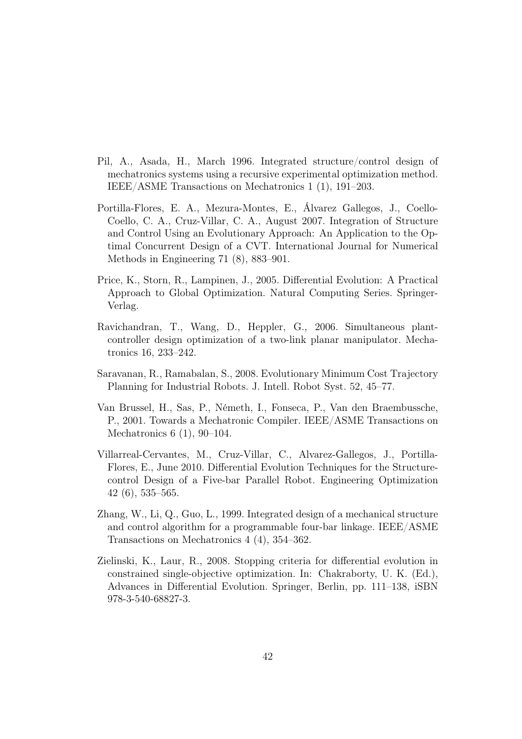Pil, A., Asada, H., March 1996. Integrated structure/control design of mechatronics systems using a recursive experimental optimization method. IEEE/ASME Transactions on Mechatronics 1 (1), 191–203.

Portilla-Flores, E. A., Mezura-Montes, E., Álvarez Gallegos, J., Coello-Coello, C. A., Cruz-Villar, C. A., August 2007. Integration of Structure and Control Using an Evolutionary Approach: An Application to the Optimal Concurrent Design of a CVT. International Journal for Numerical Methods in Engineering 71 (8), 883–901.

Price, K., Storn, R., Lampinen, J., 2005. Differential Evolution: A Practical Approach to Global Optimization. Natural Computing Series. Springer-Verlag.

Ravichandran, T., Wang, D., Heppler, G., 2006. Simultaneous plant-controller design optimization of a two-link planar manipulator. Mechatronics 16, 233–242.

Saravanan, R., Ramabalan, S., 2008. Evolutionary Minimum Cost Trajectory Planning for Industrial Robots. J. Intell. Robot Syst. 52, 45–77.

Van Brussel, H., Sas, P., Németh, I., Fonseca, P., Van den Braembussche, P., 2001. Towards a Mechatronic Compiler. IEEE/ASME Transactions on Mechatronics 6 (1), 90–104.

Villarreal-Cervantes, M., Cruz-Villar, C., Alvarez-Gallegos, J., Portilla-Flores, E., June 2010. Differential Evolution Techniques for the Structure-control Design of a Five-bar Parallel Robot. Engineering Optimization 42 (6), 535–565.

Zhang, W., Li, Q., Guo, L., 1999. Integrated design of a mechanical structure and control algorithm for a programmable four-bar linkage. IEEE/ASME Transactions on Mechatronics 4 (4), 354–362.

Zielinski, K., Laur, R., 2008. Stopping criteria for differential evolution in constrained single-objective optimization. In: Chakraborty, U. K. (Ed.), Advances in Differential Evolution. Springer, Berlin, pp. 111–138, iSBN 978-3-540-68827-3.